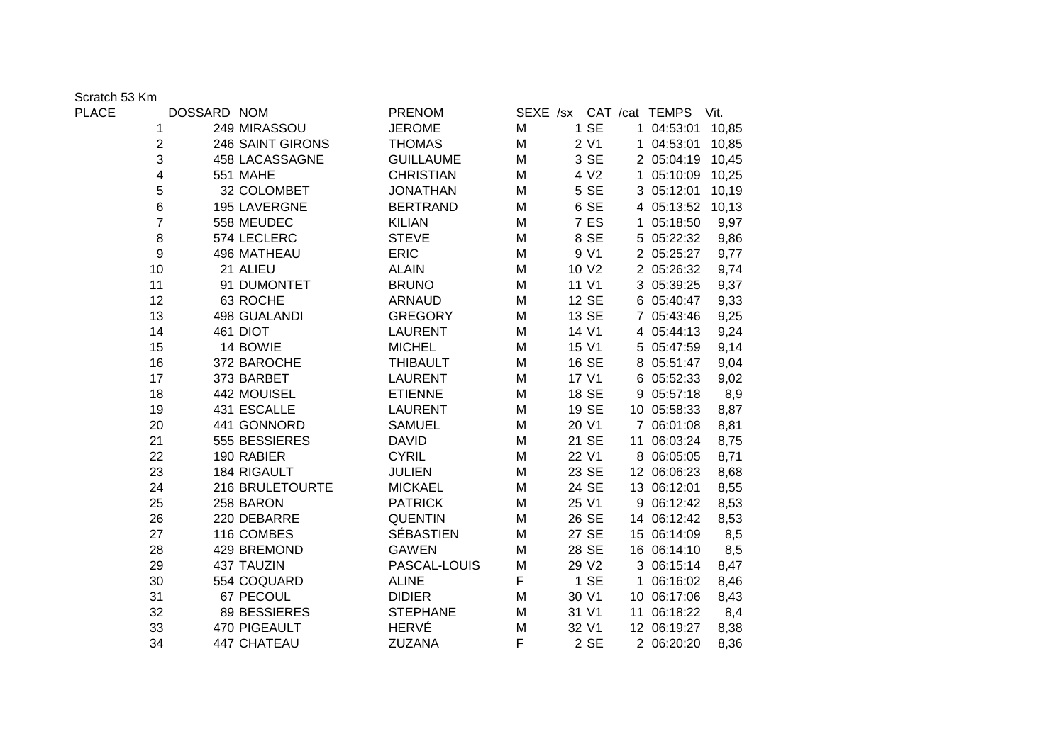Scratch 53 Km

| PLACE | DOSSARD | NOM | PRENOM | SEXE | /sx | CAT | /cat | TEMPS | Vit. |
|---|---|---|---|---|---|---|---|---|---|
| 1 | 249 | MIRASSOU | JEROME | M | 1 | SE | 1 | 04:53:01 | 10,85 |
| 2 | 246 | SAINT GIRONS | THOMAS | M | 2 | V1 | 1 | 04:53:01 | 10,85 |
| 3 | 458 | LACASSAGNE | GUILLAUME | M | 3 | SE | 2 | 05:04:19 | 10,45 |
| 4 | 551 | MAHE | CHRISTIAN | M | 4 | V2 | 1 | 05:10:09 | 10,25 |
| 5 | 32 | COLOMBET | JONATHAN | M | 5 | SE | 3 | 05:12:01 | 10,19 |
| 6 | 195 | LAVERGNE | BERTRAND | M | 6 | SE | 4 | 05:13:52 | 10,13 |
| 7 | 558 | MEUDEC | KILIAN | M | 7 | ES | 1 | 05:18:50 | 9,97 |
| 8 | 574 | LECLERC | STEVE | M | 8 | SE | 5 | 05:22:32 | 9,86 |
| 9 | 496 | MATHEAU | ERIC | M | 9 | V1 | 2 | 05:25:27 | 9,77 |
| 10 | 21 | ALIEU | ALAIN | M | 10 | V2 | 2 | 05:26:32 | 9,74 |
| 11 | 91 | DUMONTET | BRUNO | M | 11 | V1 | 3 | 05:39:25 | 9,37 |
| 12 | 63 | ROCHE | ARNAUD | M | 12 | SE | 6 | 05:40:47 | 9,33 |
| 13 | 498 | GUALANDI | GREGORY | M | 13 | SE | 7 | 05:43:46 | 9,25 |
| 14 | 461 | DIOT | LAURENT | M | 14 | V1 | 4 | 05:44:13 | 9,24 |
| 15 | 14 | BOWIE | MICHEL | M | 15 | V1 | 5 | 05:47:59 | 9,14 |
| 16 | 372 | BAROCHE | THIBAULT | M | 16 | SE | 8 | 05:51:47 | 9,04 |
| 17 | 373 | BARBET | LAURENT | M | 17 | V1 | 6 | 05:52:33 | 9,02 |
| 18 | 442 | MOUISEL | ETIENNE | M | 18 | SE | 9 | 05:57:18 | 8,9 |
| 19 | 431 | ESCALLE | LAURENT | M | 19 | SE | 10 | 05:58:33 | 8,87 |
| 20 | 441 | GONNORD | SAMUEL | M | 20 | V1 | 7 | 06:01:08 | 8,81 |
| 21 | 555 | BESSIERES | DAVID | M | 21 | SE | 11 | 06:03:24 | 8,75 |
| 22 | 190 | RABIER | CYRIL | M | 22 | V1 | 8 | 06:05:05 | 8,71 |
| 23 | 184 | RIGAULT | JULIEN | M | 23 | SE | 12 | 06:06:23 | 8,68 |
| 24 | 216 | BRULETOURTE | MICKAEL | M | 24 | SE | 13 | 06:12:01 | 8,55 |
| 25 | 258 | BARON | PATRICK | M | 25 | V1 | 9 | 06:12:42 | 8,53 |
| 26 | 220 | DEBARRE | QUENTIN | M | 26 | SE | 14 | 06:12:42 | 8,53 |
| 27 | 116 | COMBES | SÉBASTIEN | M | 27 | SE | 15 | 06:14:09 | 8,5 |
| 28 | 429 | BREMOND | GAWEN | M | 28 | SE | 16 | 06:14:10 | 8,5 |
| 29 | 437 | TAUZIN | PASCAL-LOUIS | M | 29 | V2 | 3 | 06:15:14 | 8,47 |
| 30 | 554 | COQUARD | ALINE | F | 1 | SE | 1 | 06:16:02 | 8,46 |
| 31 | 67 | PECOUL | DIDIER | M | 30 | V1 | 10 | 06:17:06 | 8,43 |
| 32 | 89 | BESSIERES | STEPHANE | M | 31 | V1 | 11 | 06:18:22 | 8,4 |
| 33 | 470 | PIGEAULT | HERVÉ | M | 32 | V1 | 12 | 06:19:27 | 8,38 |
| 34 | 447 | CHATEAU | ZUZANA | F | 2 | SE | 2 | 06:20:20 | 8,36 |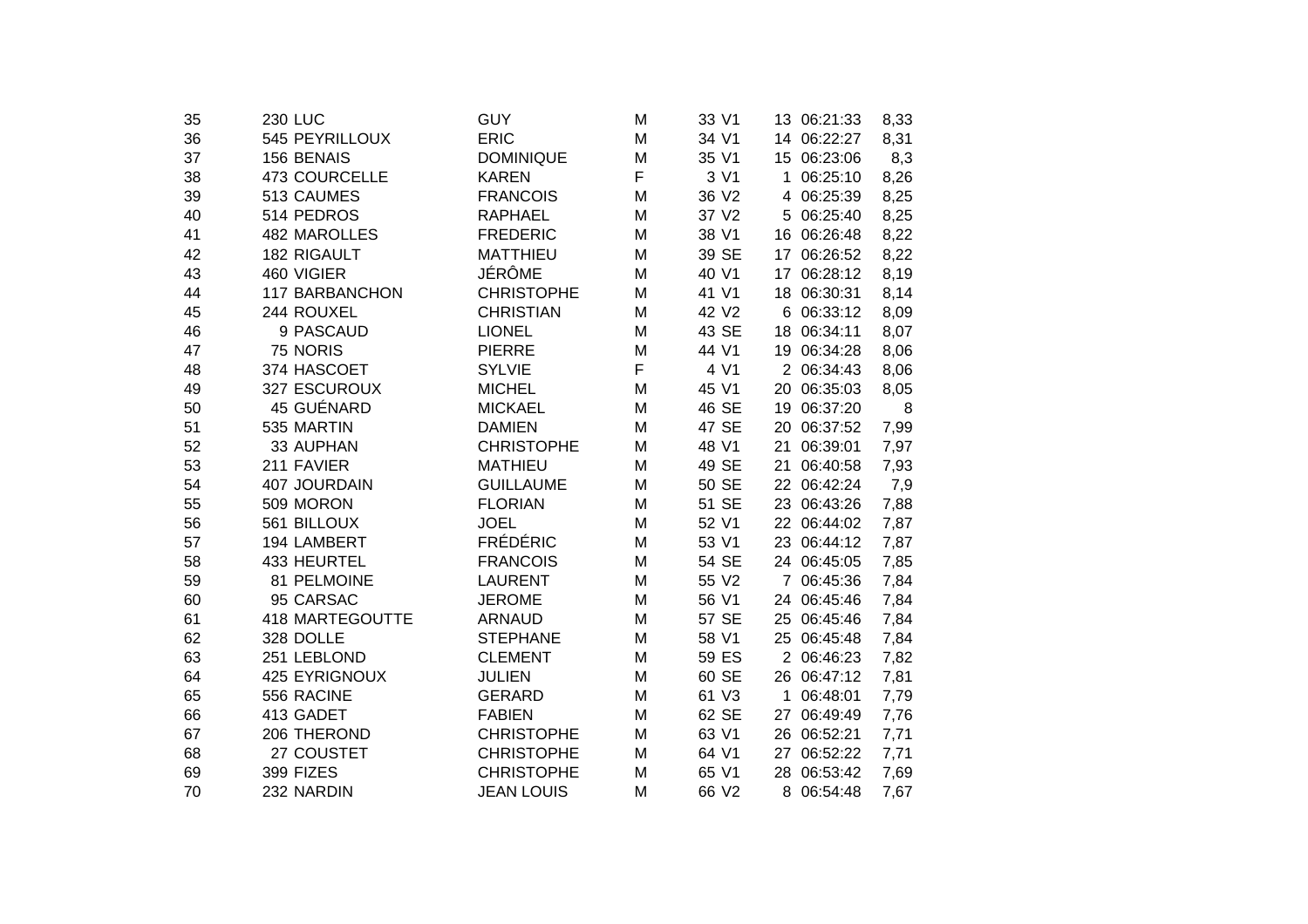| | | | | | | | | | |
|---|---|---|---|---|---|---|---|---|---|
| 35 | 230 | LUC | GUY | M | 33 | V1 | 13 | 06:21:33 | 8,33 |
| 36 | 545 | PEYRILLOUX | ERIC | M | 34 | V1 | 14 | 06:22:27 | 8,31 |
| 37 | 156 | BENAIS | DOMINIQUE | M | 35 | V1 | 15 | 06:23:06 | 8,3 |
| 38 | 473 | COURCELLE | KAREN | F | 3 | V1 | 1 | 06:25:10 | 8,26 |
| 39 | 513 | CAUMES | FRANCOIS | M | 36 | V2 | 4 | 06:25:39 | 8,25 |
| 40 | 514 | PEDROS | RAPHAEL | M | 37 | V2 | 5 | 06:25:40 | 8,25 |
| 41 | 482 | MAROLLES | FREDERIC | M | 38 | V1 | 16 | 06:26:48 | 8,22 |
| 42 | 182 | RIGAULT | MATTHIEU | M | 39 | SE | 17 | 06:26:52 | 8,22 |
| 43 | 460 | VIGIER | JÉRÔME | M | 40 | V1 | 17 | 06:28:12 | 8,19 |
| 44 | 117 | BARBANCHON | CHRISTOPHE | M | 41 | V1 | 18 | 06:30:31 | 8,14 |
| 45 | 244 | ROUXEL | CHRISTIAN | M | 42 | V2 | 6 | 06:33:12 | 8,09 |
| 46 | 9 | PASCAUD | LIONEL | M | 43 | SE | 18 | 06:34:11 | 8,07 |
| 47 | 75 | NORIS | PIERRE | M | 44 | V1 | 19 | 06:34:28 | 8,06 |
| 48 | 374 | HASCOET | SYLVIE | F | 4 | V1 | 2 | 06:34:43 | 8,06 |
| 49 | 327 | ESCUROUX | MICHEL | M | 45 | V1 | 20 | 06:35:03 | 8,05 |
| 50 | 45 | GUÉNARD | MICKAEL | M | 46 | SE | 19 | 06:37:20 | 8 |
| 51 | 535 | MARTIN | DAMIEN | M | 47 | SE | 20 | 06:37:52 | 7,99 |
| 52 | 33 | AUPHAN | CHRISTOPHE | M | 48 | V1 | 21 | 06:39:01 | 7,97 |
| 53 | 211 | FAVIER | MATHIEU | M | 49 | SE | 21 | 06:40:58 | 7,93 |
| 54 | 407 | JOURDAIN | GUILLAUME | M | 50 | SE | 22 | 06:42:24 | 7,9 |
| 55 | 509 | MORON | FLORIAN | M | 51 | SE | 23 | 06:43:26 | 7,88 |
| 56 | 561 | BILLOUX | JOEL | M | 52 | V1 | 22 | 06:44:02 | 7,87 |
| 57 | 194 | LAMBERT | FRÉDÉRIC | M | 53 | V1 | 23 | 06:44:12 | 7,87 |
| 58 | 433 | HEURTEL | FRANCOIS | M | 54 | SE | 24 | 06:45:05 | 7,85 |
| 59 | 81 | PELMOINE | LAURENT | M | 55 | V2 | 7 | 06:45:36 | 7,84 |
| 60 | 95 | CARSAC | JEROME | M | 56 | V1 | 24 | 06:45:46 | 7,84 |
| 61 | 418 | MARTEGOUTTE | ARNAUD | M | 57 | SE | 25 | 06:45:46 | 7,84 |
| 62 | 328 | DOLLE | STEPHANE | M | 58 | V1 | 25 | 06:45:48 | 7,84 |
| 63 | 251 | LEBLOND | CLEMENT | M | 59 | ES | 2 | 06:46:23 | 7,82 |
| 64 | 425 | EYRIGNOUX | JULIEN | M | 60 | SE | 26 | 06:47:12 | 7,81 |
| 65 | 556 | RACINE | GERARD | M | 61 | V3 | 1 | 06:48:01 | 7,79 |
| 66 | 413 | GADET | FABIEN | M | 62 | SE | 27 | 06:49:49 | 7,76 |
| 67 | 206 | THEROND | CHRISTOPHE | M | 63 | V1 | 26 | 06:52:21 | 7,71 |
| 68 | 27 | COUSTET | CHRISTOPHE | M | 64 | V1 | 27 | 06:52:22 | 7,71 |
| 69 | 399 | FIZES | CHRISTOPHE | M | 65 | V1 | 28 | 06:53:42 | 7,69 |
| 70 | 232 | NARDIN | JEAN LOUIS | M | 66 | V2 | 8 | 06:54:48 | 7,67 |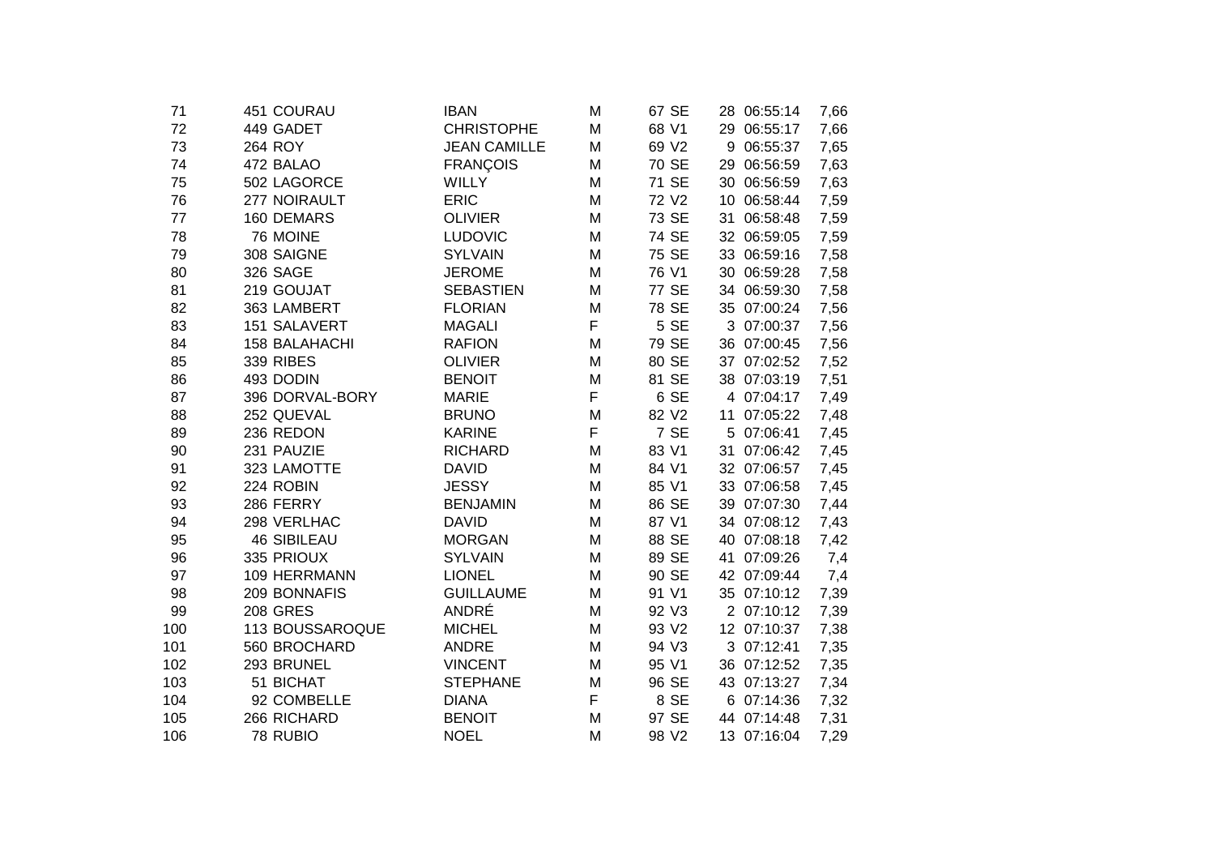| | | | | | | | | | | |
|---|---|---|---|---|---|---|---|---|---|---|
| 71 | 451 | COURAU | IBAN | M | 67 | SE | 28 | 06:55:14 | 7,66 |
| 72 | 449 | GADET | CHRISTOPHE | M | 68 | V1 | 29 | 06:55:17 | 7,66 |
| 73 | 264 | ROY | JEAN CAMILLE | M | 69 | V2 | 9 | 06:55:37 | 7,65 |
| 74 | 472 | BALAO | FRANÇOIS | M | 70 | SE | 29 | 06:56:59 | 7,63 |
| 75 | 502 | LAGORCE | WILLY | M | 71 | SE | 30 | 06:56:59 | 7,63 |
| 76 | 277 | NOIRAULT | ERIC | M | 72 | V2 | 10 | 06:58:44 | 7,59 |
| 77 | 160 | DEMARS | OLIVIER | M | 73 | SE | 31 | 06:58:48 | 7,59 |
| 78 | 76 | MOINE | LUDOVIC | M | 74 | SE | 32 | 06:59:05 | 7,59 |
| 79 | 308 | SAIGNE | SYLVAIN | M | 75 | SE | 33 | 06:59:16 | 7,58 |
| 80 | 326 | SAGE | JEROME | M | 76 | V1 | 30 | 06:59:28 | 7,58 |
| 81 | 219 | GOUJAT | SEBASTIEN | M | 77 | SE | 34 | 06:59:30 | 7,58 |
| 82 | 363 | LAMBERT | FLORIAN | M | 78 | SE | 35 | 07:00:24 | 7,56 |
| 83 | 151 | SALAVERT | MAGALI | F | 5 | SE | 3 | 07:00:37 | 7,56 |
| 84 | 158 | BALAHACHI | RAFION | M | 79 | SE | 36 | 07:00:45 | 7,56 |
| 85 | 339 | RIBES | OLIVIER | M | 80 | SE | 37 | 07:02:52 | 7,52 |
| 86 | 493 | DODIN | BENOIT | M | 81 | SE | 38 | 07:03:19 | 7,51 |
| 87 | 396 | DORVAL-BORY | MARIE | F | 6 | SE | 4 | 07:04:17 | 7,49 |
| 88 | 252 | QUEVAL | BRUNO | M | 82 | V2 | 11 | 07:05:22 | 7,48 |
| 89 | 236 | REDON | KARINE | F | 7 | SE | 5 | 07:06:41 | 7,45 |
| 90 | 231 | PAUZIE | RICHARD | M | 83 | V1 | 31 | 07:06:42 | 7,45 |
| 91 | 323 | LAMOTTE | DAVID | M | 84 | V1 | 32 | 07:06:57 | 7,45 |
| 92 | 224 | ROBIN | JESSY | M | 85 | V1 | 33 | 07:06:58 | 7,45 |
| 93 | 286 | FERRY | BENJAMIN | M | 86 | SE | 39 | 07:07:30 | 7,44 |
| 94 | 298 | VERLHAC | DAVID | M | 87 | V1 | 34 | 07:08:12 | 7,43 |
| 95 | 46 | SIBILEAU | MORGAN | M | 88 | SE | 40 | 07:08:18 | 7,42 |
| 96 | 335 | PRIOUX | SYLVAIN | M | 89 | SE | 41 | 07:09:26 | 7,4 |
| 97 | 109 | HERRMANN | LIONEL | M | 90 | SE | 42 | 07:09:44 | 7,4 |
| 98 | 209 | BONNAFIS | GUILLAUME | M | 91 | V1 | 35 | 07:10:12 | 7,39 |
| 99 | 208 | GRES | ANDRÉ | M | 92 | V3 | 2 | 07:10:12 | 7,39 |
| 100 | 113 | BOUSSAROQUE | MICHEL | M | 93 | V2 | 12 | 07:10:37 | 7,38 |
| 101 | 560 | BROCHARD | ANDRE | M | 94 | V3 | 3 | 07:12:41 | 7,35 |
| 102 | 293 | BRUNEL | VINCENT | M | 95 | V1 | 36 | 07:12:52 | 7,35 |
| 103 | 51 | BICHAT | STEPHANE | M | 96 | SE | 43 | 07:13:27 | 7,34 |
| 104 | 92 | COMBELLE | DIANA | F | 8 | SE | 6 | 07:14:36 | 7,32 |
| 105 | 266 | RICHARD | BENOIT | M | 97 | SE | 44 | 07:14:48 | 7,31 |
| 106 | 78 | RUBIO | NOEL | M | 98 | V2 | 13 | 07:16:04 | 7,29 |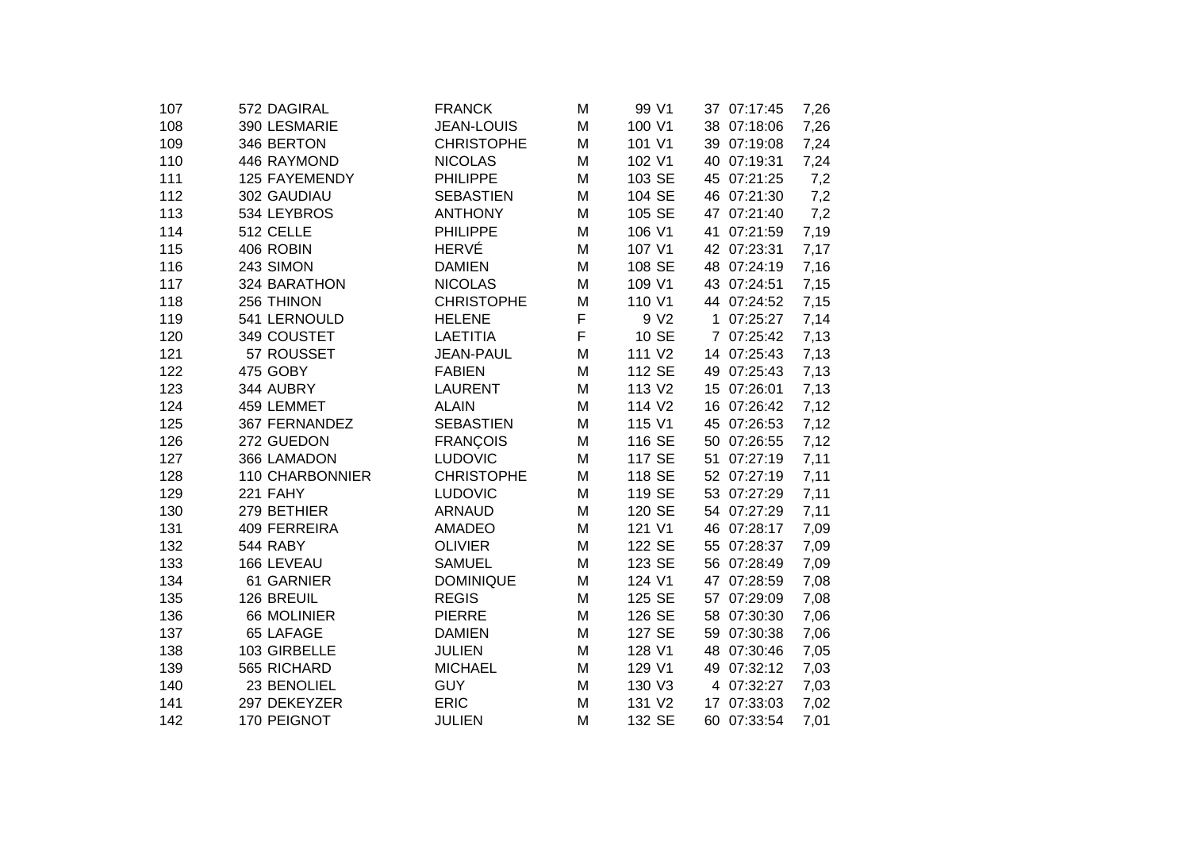| | | | | | | | | | | |
|---|---|---|---|---|---|---|---|---|---|---|
| 107 | 572 | DAGIRAL | FRANCK | M | 99 | V1 | 37 | 07:17:45 | 7,26 |
| 108 | 390 | LESMARIE | JEAN-LOUIS | M | 100 | V1 | 38 | 07:18:06 | 7,26 |
| 109 | 346 | BERTON | CHRISTOPHE | M | 101 | V1 | 39 | 07:19:08 | 7,24 |
| 110 | 446 | RAYMOND | NICOLAS | M | 102 | V1 | 40 | 07:19:31 | 7,24 |
| 111 | 125 | FAYEMENDY | PHILIPPE | M | 103 | SE | 45 | 07:21:25 | 7,2 |
| 112 | 302 | GAUDIAU | SEBASTIEN | M | 104 | SE | 46 | 07:21:30 | 7,2 |
| 113 | 534 | LEYBROS | ANTHONY | M | 105 | SE | 47 | 07:21:40 | 7,2 |
| 114 | 512 | CELLE | PHILIPPE | M | 106 | V1 | 41 | 07:21:59 | 7,19 |
| 115 | 406 | ROBIN | HERVÉ | M | 107 | V1 | 42 | 07:23:31 | 7,17 |
| 116 | 243 | SIMON | DAMIEN | M | 108 | SE | 48 | 07:24:19 | 7,16 |
| 117 | 324 | BARATHON | NICOLAS | M | 109 | V1 | 43 | 07:24:51 | 7,15 |
| 118 | 256 | THINON | CHRISTOPHE | M | 110 | V1 | 44 | 07:24:52 | 7,15 |
| 119 | 541 | LERNOULD | HELENE | F | 9 | V2 | 1 | 07:25:27 | 7,14 |
| 120 | 349 | COUSTET | LAETITIA | F | 10 | SE | 7 | 07:25:42 | 7,13 |
| 121 | 57 | ROUSSET | JEAN-PAUL | M | 111 | V2 | 14 | 07:25:43 | 7,13 |
| 122 | 475 | GOBY | FABIEN | M | 112 | SE | 49 | 07:25:43 | 7,13 |
| 123 | 344 | AUBRY | LAURENT | M | 113 | V2 | 15 | 07:26:01 | 7,13 |
| 124 | 459 | LEMMET | ALAIN | M | 114 | V2 | 16 | 07:26:42 | 7,12 |
| 125 | 367 | FERNANDEZ | SEBASTIEN | M | 115 | V1 | 45 | 07:26:53 | 7,12 |
| 126 | 272 | GUEDON | FRANÇOIS | M | 116 | SE | 50 | 07:26:55 | 7,12 |
| 127 | 366 | LAMADON | LUDOVIC | M | 117 | SE | 51 | 07:27:19 | 7,11 |
| 128 | 110 | CHARBONNIER | CHRISTOPHE | M | 118 | SE | 52 | 07:27:19 | 7,11 |
| 129 | 221 | FAHY | LUDOVIC | M | 119 | SE | 53 | 07:27:29 | 7,11 |
| 130 | 279 | BETHIER | ARNAUD | M | 120 | SE | 54 | 07:27:29 | 7,11 |
| 131 | 409 | FERREIRA | AMADEO | M | 121 | V1 | 46 | 07:28:17 | 7,09 |
| 132 | 544 | RABY | OLIVIER | M | 122 | SE | 55 | 07:28:37 | 7,09 |
| 133 | 166 | LEVEAU | SAMUEL | M | 123 | SE | 56 | 07:28:49 | 7,09 |
| 134 | 61 | GARNIER | DOMINIQUE | M | 124 | V1 | 47 | 07:28:59 | 7,08 |
| 135 | 126 | BREUIL | REGIS | M | 125 | SE | 57 | 07:29:09 | 7,08 |
| 136 | 66 | MOLINIER | PIERRE | M | 126 | SE | 58 | 07:30:30 | 7,06 |
| 137 | 65 | LAFAGE | DAMIEN | M | 127 | SE | 59 | 07:30:38 | 7,06 |
| 138 | 103 | GIRBELLE | JULIEN | M | 128 | V1 | 48 | 07:30:46 | 7,05 |
| 139 | 565 | RICHARD | MICHAEL | M | 129 | V1 | 49 | 07:32:12 | 7,03 |
| 140 | 23 | BENOLIEL | GUY | M | 130 | V3 | 4 | 07:32:27 | 7,03 |
| 141 | 297 | DEKEYZER | ERIC | M | 131 | V2 | 17 | 07:33:03 | 7,02 |
| 142 | 170 | PEIGNOT | JULIEN | M | 132 | SE | 60 | 07:33:54 | 7,01 |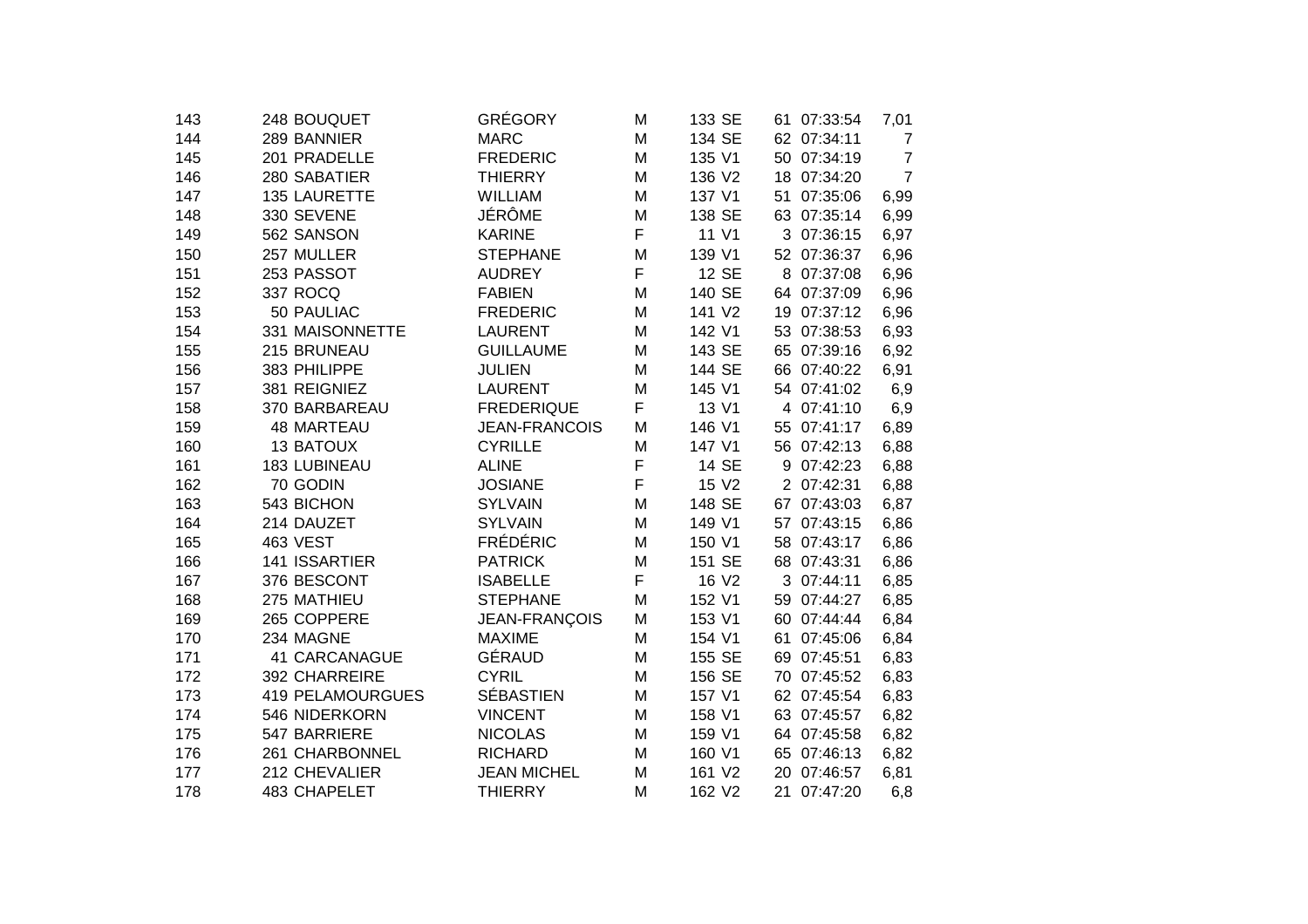| 143 | 248 | BOUQUET | GRÉGORY | M | 133 | SE | 61 | 07:33:54 | 7,01 |
|---|---|---|---|---|---|---|---|---|---|
| 144 | 289 | BANNIER | MARC | M | 134 | SE | 62 | 07:34:11 | 7 |
| 145 | 201 | PRADELLE | FREDERIC | M | 135 | V1 | 50 | 07:34:19 | 7 |
| 146 | 280 | SABATIER | THIERRY | M | 136 | V2 | 18 | 07:34:20 | 7 |
| 147 | 135 | LAURETTE | WILLIAM | M | 137 | V1 | 51 | 07:35:06 | 6,99 |
| 148 | 330 | SEVENE | JÉRÔME | M | 138 | SE | 63 | 07:35:14 | 6,99 |
| 149 | 562 | SANSON | KARINE | F | 11 | V1 | 3 | 07:36:15 | 6,97 |
| 150 | 257 | MULLER | STEPHANE | M | 139 | V1 | 52 | 07:36:37 | 6,96 |
| 151 | 253 | PASSOT | AUDREY | F | 12 | SE | 8 | 07:37:08 | 6,96 |
| 152 | 337 | ROCQ | FABIEN | M | 140 | SE | 64 | 07:37:09 | 6,96 |
| 153 | 50 | PAULIAC | FREDERIC | M | 141 | V2 | 19 | 07:37:12 | 6,96 |
| 154 | 331 | MAISONNETTE | LAURENT | M | 142 | V1 | 53 | 07:38:53 | 6,93 |
| 155 | 215 | BRUNEAU | GUILLAUME | M | 143 | SE | 65 | 07:39:16 | 6,92 |
| 156 | 383 | PHILIPPE | JULIEN | M | 144 | SE | 66 | 07:40:22 | 6,91 |
| 157 | 381 | REIGNIEZ | LAURENT | M | 145 | V1 | 54 | 07:41:02 | 6,9 |
| 158 | 370 | BARBAREAU | FREDERIQUE | F | 13 | V1 | 4 | 07:41:10 | 6,9 |
| 159 | 48 | MARTEAU | JEAN-FRANCOIS | M | 146 | V1 | 55 | 07:41:17 | 6,89 |
| 160 | 13 | BATOUX | CYRILLE | M | 147 | V1 | 56 | 07:42:13 | 6,88 |
| 161 | 183 | LUBINEAU | ALINE | F | 14 | SE | 9 | 07:42:23 | 6,88 |
| 162 | 70 | GODIN | JOSIANE | F | 15 | V2 | 2 | 07:42:31 | 6,88 |
| 163 | 543 | BICHON | SYLVAIN | M | 148 | SE | 67 | 07:43:03 | 6,87 |
| 164 | 214 | DAUZET | SYLVAIN | M | 149 | V1 | 57 | 07:43:15 | 6,86 |
| 165 | 463 | VEST | FRÉDÉRIC | M | 150 | V1 | 58 | 07:43:17 | 6,86 |
| 166 | 141 | ISSARTIER | PATRICK | M | 151 | SE | 68 | 07:43:31 | 6,86 |
| 167 | 376 | BESCONT | ISABELLE | F | 16 | V2 | 3 | 07:44:11 | 6,85 |
| 168 | 275 | MATHIEU | STEPHANE | M | 152 | V1 | 59 | 07:44:27 | 6,85 |
| 169 | 265 | COPPERE | JEAN-FRANÇOIS | M | 153 | V1 | 60 | 07:44:44 | 6,84 |
| 170 | 234 | MAGNE | MAXIME | M | 154 | V1 | 61 | 07:45:06 | 6,84 |
| 171 | 41 | CARCANAGUE | GÉRAUD | M | 155 | SE | 69 | 07:45:51 | 6,83 |
| 172 | 392 | CHARREIRE | CYRIL | M | 156 | SE | 70 | 07:45:52 | 6,83 |
| 173 | 419 | PELAMOURGUES | SÉBASTIEN | M | 157 | V1 | 62 | 07:45:54 | 6,83 |
| 174 | 546 | NIDERKORN | VINCENT | M | 158 | V1 | 63 | 07:45:57 | 6,82 |
| 175 | 547 | BARRIERE | NICOLAS | M | 159 | V1 | 64 | 07:45:58 | 6,82 |
| 176 | 261 | CHARBONNEL | RICHARD | M | 160 | V1 | 65 | 07:46:13 | 6,82 |
| 177 | 212 | CHEVALIER | JEAN MICHEL | M | 161 | V2 | 20 | 07:46:57 | 6,81 |
| 178 | 483 | CHAPELET | THIERRY | M | 162 | V2 | 21 | 07:47:20 | 6,8 |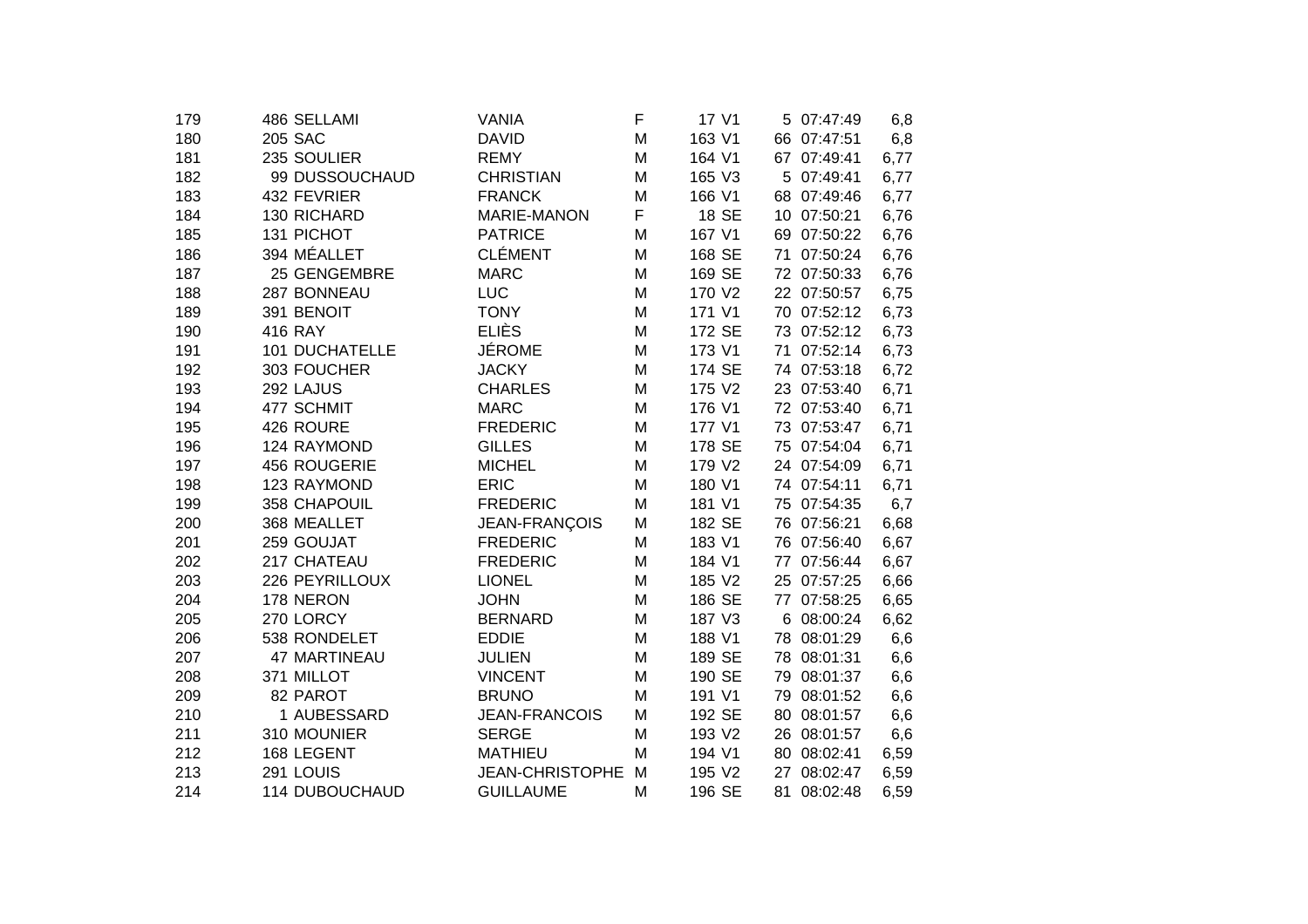| | | | | | | | | | |
|---|---|---|---|---|---|---|---|---|---|
| 179 | 486 | SELLAMI | VANIA | F | 17 | V1 | 5 | 07:47:49 | 6,8 |
| 180 | 205 | SAC | DAVID | M | 163 | V1 | 66 | 07:47:51 | 6,8 |
| 181 | 235 | SOULIER | REMY | M | 164 | V1 | 67 | 07:49:41 | 6,77 |
| 182 | 99 | DUSSOUCHAUD | CHRISTIAN | M | 165 | V3 | 5 | 07:49:41 | 6,77 |
| 183 | 432 | FEVRIER | FRANCK | M | 166 | V1 | 68 | 07:49:46 | 6,77 |
| 184 | 130 | RICHARD | MARIE-MANON | F | 18 | SE | 10 | 07:50:21 | 6,76 |
| 185 | 131 | PICHOT | PATRICE | M | 167 | V1 | 69 | 07:50:22 | 6,76 |
| 186 | 394 | MÉALLET | CLÉMENT | M | 168 | SE | 71 | 07:50:24 | 6,76 |
| 187 | 25 | GENGEMBRE | MARC | M | 169 | SE | 72 | 07:50:33 | 6,76 |
| 188 | 287 | BONNEAU | LUC | M | 170 | V2 | 22 | 07:50:57 | 6,75 |
| 189 | 391 | BENOIT | TONY | M | 171 | V1 | 70 | 07:52:12 | 6,73 |
| 190 | 416 | RAY | ELIÈS | M | 172 | SE | 73 | 07:52:12 | 6,73 |
| 191 | 101 | DUCHATELLE | JÉROME | M | 173 | V1 | 71 | 07:52:14 | 6,73 |
| 192 | 303 | FOUCHER | JACKY | M | 174 | SE | 74 | 07:53:18 | 6,72 |
| 193 | 292 | LAJUS | CHARLES | M | 175 | V2 | 23 | 07:53:40 | 6,71 |
| 194 | 477 | SCHMIT | MARC | M | 176 | V1 | 72 | 07:53:40 | 6,71 |
| 195 | 426 | ROURE | FREDERIC | M | 177 | V1 | 73 | 07:53:47 | 6,71 |
| 196 | 124 | RAYMOND | GILLES | M | 178 | SE | 75 | 07:54:04 | 6,71 |
| 197 | 456 | ROUGERIE | MICHEL | M | 179 | V2 | 24 | 07:54:09 | 6,71 |
| 198 | 123 | RAYMOND | ERIC | M | 180 | V1 | 74 | 07:54:11 | 6,71 |
| 199 | 358 | CHAPOUIL | FREDERIC | M | 181 | V1 | 75 | 07:54:35 | 6,7 |
| 200 | 368 | MEALLET | JEAN-FRANÇOIS | M | 182 | SE | 76 | 07:56:21 | 6,68 |
| 201 | 259 | GOUJAT | FREDERIC | M | 183 | V1 | 76 | 07:56:40 | 6,67 |
| 202 | 217 | CHATEAU | FREDERIC | M | 184 | V1 | 77 | 07:56:44 | 6,67 |
| 203 | 226 | PEYRILLOUX | LIONEL | M | 185 | V2 | 25 | 07:57:25 | 6,66 |
| 204 | 178 | NERON | JOHN | M | 186 | SE | 77 | 07:58:25 | 6,65 |
| 205 | 270 | LORCY | BERNARD | M | 187 | V3 | 6 | 08:00:24 | 6,62 |
| 206 | 538 | RONDELET | EDDIE | M | 188 | V1 | 78 | 08:01:29 | 6,6 |
| 207 | 47 | MARTINEAU | JULIEN | M | 189 | SE | 78 | 08:01:31 | 6,6 |
| 208 | 371 | MILLOT | VINCENT | M | 190 | SE | 79 | 08:01:37 | 6,6 |
| 209 | 82 | PAROT | BRUNO | M | 191 | V1 | 79 | 08:01:52 | 6,6 |
| 210 | 1 | AUBESSARD | JEAN-FRANCOIS | M | 192 | SE | 80 | 08:01:57 | 6,6 |
| 211 | 310 | MOUNIER | SERGE | M | 193 | V2 | 26 | 08:01:57 | 6,6 |
| 212 | 168 | LEGENT | MATHIEU | M | 194 | V1 | 80 | 08:02:41 | 6,59 |
| 213 | 291 | LOUIS | JEAN-CHRISTOPHE | M | 195 | V2 | 27 | 08:02:47 | 6,59 |
| 214 | 114 | DUBOUCHAUD | GUILLAUME | M | 196 | SE | 81 | 08:02:48 | 6,59 |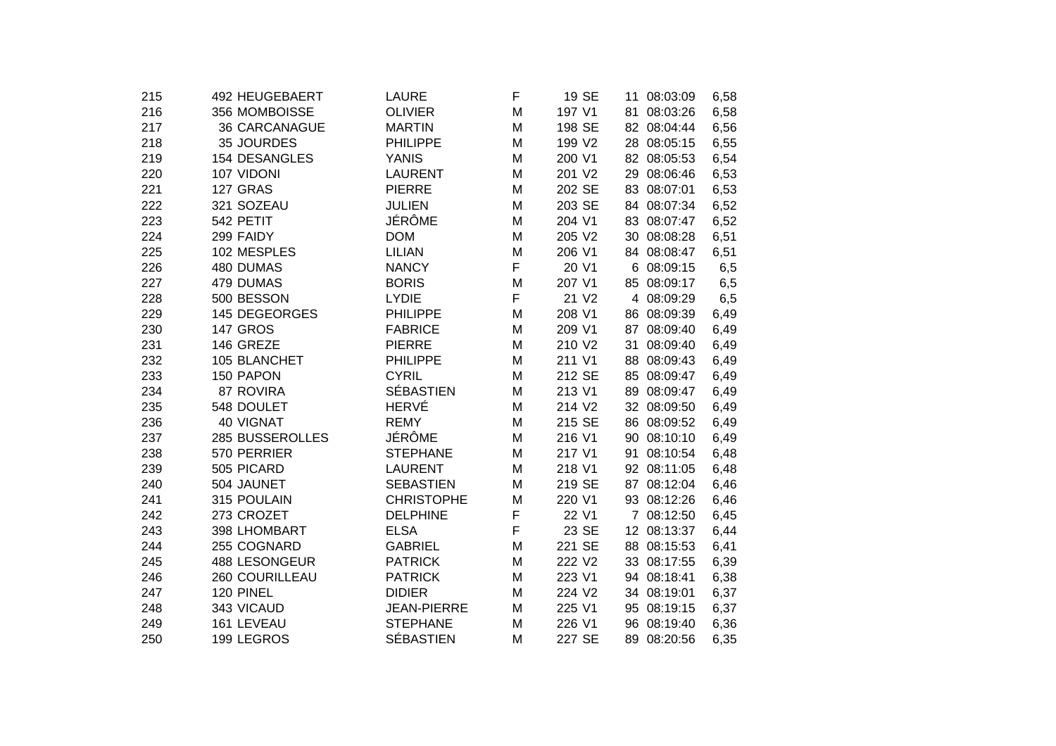| | | | | | | | | | |
|---|---|---|---|---|---|---|---|---|---|
| 215 | 492 | HEUGEBAERT | LAURE | F | 19 | SE | 11 | 08:03:09 | 6,58 |
| 216 | 356 | MOMBOISSE | OLIVIER | M | 197 | V1 | 81 | 08:03:26 | 6,58 |
| 217 | 36 | CARCANAGUE | MARTIN | M | 198 | SE | 82 | 08:04:44 | 6,56 |
| 218 | 35 | JOURDES | PHILIPPE | M | 199 | V2 | 28 | 08:05:15 | 6,55 |
| 219 | 154 | DESANGLES | YANIS | M | 200 | V1 | 82 | 08:05:53 | 6,54 |
| 220 | 107 | VIDONI | LAURENT | M | 201 | V2 | 29 | 08:06:46 | 6,53 |
| 221 | 127 | GRAS | PIERRE | M | 202 | SE | 83 | 08:07:01 | 6,53 |
| 222 | 321 | SOZEAU | JULIEN | M | 203 | SE | 84 | 08:07:34 | 6,52 |
| 223 | 542 | PETIT | JÉRÔME | M | 204 | V1 | 83 | 08:07:47 | 6,52 |
| 224 | 299 | FAIDY | DOM | M | 205 | V2 | 30 | 08:08:28 | 6,51 |
| 225 | 102 | MESPLES | LILIAN | M | 206 | V1 | 84 | 08:08:47 | 6,51 |
| 226 | 480 | DUMAS | NANCY | F | 20 | V1 | 6 | 08:09:15 | 6,5 |
| 227 | 479 | DUMAS | BORIS | M | 207 | V1 | 85 | 08:09:17 | 6,5 |
| 228 | 500 | BESSON | LYDIE | F | 21 | V2 | 4 | 08:09:29 | 6,5 |
| 229 | 145 | DEGEORGES | PHILIPPE | M | 208 | V1 | 86 | 08:09:39 | 6,49 |
| 230 | 147 | GROS | FABRICE | M | 209 | V1 | 87 | 08:09:40 | 6,49 |
| 231 | 146 | GREZE | PIERRE | M | 210 | V2 | 31 | 08:09:40 | 6,49 |
| 232 | 105 | BLANCHET | PHILIPPE | M | 211 | V1 | 88 | 08:09:43 | 6,49 |
| 233 | 150 | PAPON | CYRIL | M | 212 | SE | 85 | 08:09:47 | 6,49 |
| 234 | 87 | ROVIRA | SÉBASTIEN | M | 213 | V1 | 89 | 08:09:47 | 6,49 |
| 235 | 548 | DOULET | HERVÉ | M | 214 | V2 | 32 | 08:09:50 | 6,49 |
| 236 | 40 | VIGNAT | REMY | M | 215 | SE | 86 | 08:09:52 | 6,49 |
| 237 | 285 | BUSSEROLLES | JÉRÔME | M | 216 | V1 | 90 | 08:10:10 | 6,49 |
| 238 | 570 | PERRIER | STEPHANE | M | 217 | V1 | 91 | 08:10:54 | 6,48 |
| 239 | 505 | PICARD | LAURENT | M | 218 | V1 | 92 | 08:11:05 | 6,48 |
| 240 | 504 | JAUNET | SEBASTIEN | M | 219 | SE | 87 | 08:12:04 | 6,46 |
| 241 | 315 | POULAIN | CHRISTOPHE | M | 220 | V1 | 93 | 08:12:26 | 6,46 |
| 242 | 273 | CROZET | DELPHINE | F | 22 | V1 | 7 | 08:12:50 | 6,45 |
| 243 | 398 | LHOMBART | ELSA | F | 23 | SE | 12 | 08:13:37 | 6,44 |
| 244 | 255 | COGNARD | GABRIEL | M | 221 | SE | 88 | 08:15:53 | 6,41 |
| 245 | 488 | LESONGEUR | PATRICK | M | 222 | V2 | 33 | 08:17:55 | 6,39 |
| 246 | 260 | COURILLEAU | PATRICK | M | 223 | V1 | 94 | 08:18:41 | 6,38 |
| 247 | 120 | PINEL | DIDIER | M | 224 | V2 | 34 | 08:19:01 | 6,37 |
| 248 | 343 | VICAUD | JEAN-PIERRE | M | 225 | V1 | 95 | 08:19:15 | 6,37 |
| 249 | 161 | LEVEAU | STEPHANE | M | 226 | V1 | 96 | 08:19:40 | 6,36 |
| 250 | 199 | LEGROS | SÉBASTIEN | M | 227 | SE | 89 | 08:20:56 | 6,35 |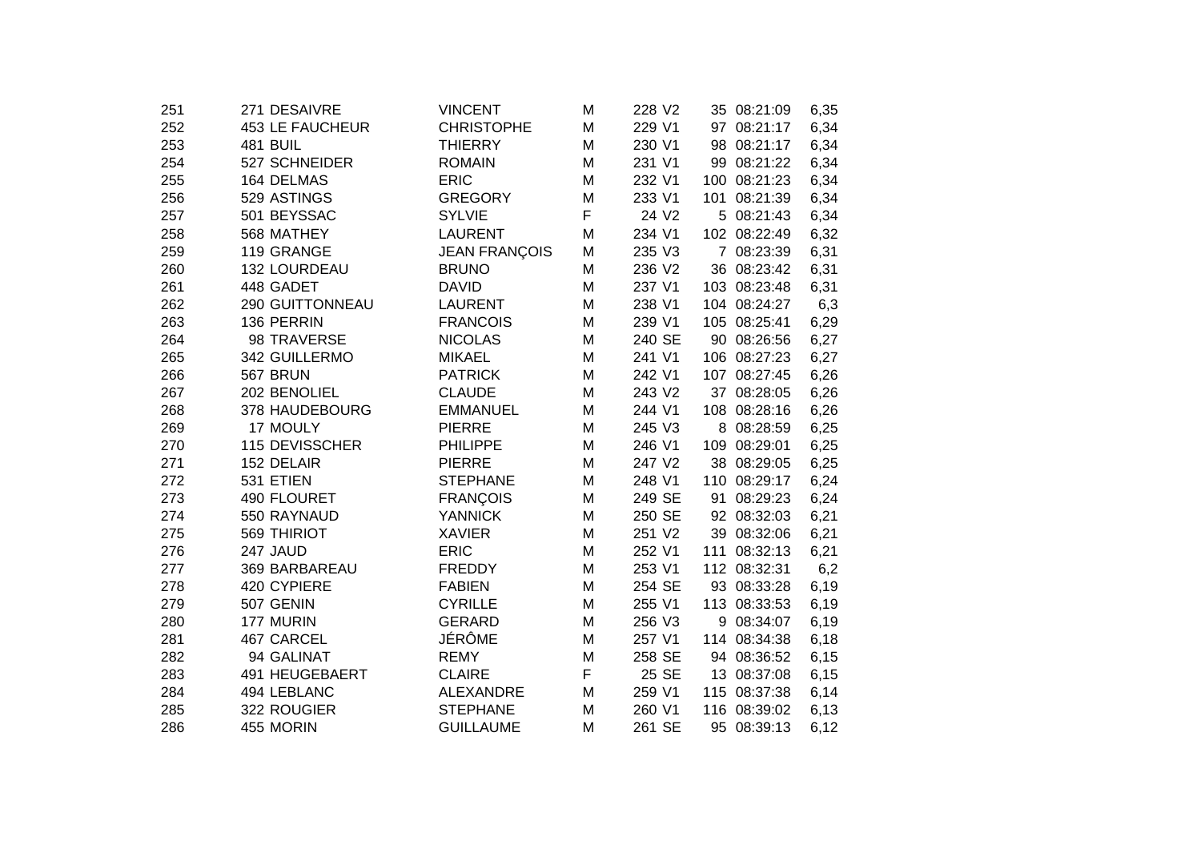| | | | | | | | | | |
|---|---|---|---|---|---|---|---|---|---|
| 251 | 271 | DESAIVRE | VINCENT | M | 228 | V2 | 35 | 08:21:09 | 6,35 |
| 252 | 453 | LE FAUCHEUR | CHRISTOPHE | M | 229 | V1 | 97 | 08:21:17 | 6,34 |
| 253 | 481 | BUIL | THIERRY | M | 230 | V1 | 98 | 08:21:17 | 6,34 |
| 254 | 527 | SCHNEIDER | ROMAIN | M | 231 | V1 | 99 | 08:21:22 | 6,34 |
| 255 | 164 | DELMAS | ERIC | M | 232 | V1 | 100 | 08:21:23 | 6,34 |
| 256 | 529 | ASTINGS | GREGORY | M | 233 | V1 | 101 | 08:21:39 | 6,34 |
| 257 | 501 | BEYSSAC | SYLVIE | F | 24 | V2 | 5 | 08:21:43 | 6,34 |
| 258 | 568 | MATHEY | LAURENT | M | 234 | V1 | 102 | 08:22:49 | 6,32 |
| 259 | 119 | GRANGE | JEAN FRANÇOIS | M | 235 | V3 | 7 | 08:23:39 | 6,31 |
| 260 | 132 | LOURDEAU | BRUNO | M | 236 | V2 | 36 | 08:23:42 | 6,31 |
| 261 | 448 | GADET | DAVID | M | 237 | V1 | 103 | 08:23:48 | 6,31 |
| 262 | 290 | GUITTONNEAU | LAURENT | M | 238 | V1 | 104 | 08:24:27 | 6,3 |
| 263 | 136 | PERRIN | FRANCOIS | M | 239 | V1 | 105 | 08:25:41 | 6,29 |
| 264 | 98 | TRAVERSE | NICOLAS | M | 240 | SE | 90 | 08:26:56 | 6,27 |
| 265 | 342 | GUILLERMO | MIKAEL | M | 241 | V1 | 106 | 08:27:23 | 6,27 |
| 266 | 567 | BRUN | PATRICK | M | 242 | V1 | 107 | 08:27:45 | 6,26 |
| 267 | 202 | BENOLIEL | CLAUDE | M | 243 | V2 | 37 | 08:28:05 | 6,26 |
| 268 | 378 | HAUDEBOURG | EMMANUEL | M | 244 | V1 | 108 | 08:28:16 | 6,26 |
| 269 | 17 | MOULY | PIERRE | M | 245 | V3 | 8 | 08:28:59 | 6,25 |
| 270 | 115 | DEVISSCHER | PHILIPPE | M | 246 | V1 | 109 | 08:29:01 | 6,25 |
| 271 | 152 | DELAIR | PIERRE | M | 247 | V2 | 38 | 08:29:05 | 6,25 |
| 272 | 531 | ETIEN | STEPHANE | M | 248 | V1 | 110 | 08:29:17 | 6,24 |
| 273 | 490 | FLOURET | FRANÇOIS | M | 249 | SE | 91 | 08:29:23 | 6,24 |
| 274 | 550 | RAYNAUD | YANNICK | M | 250 | SE | 92 | 08:32:03 | 6,21 |
| 275 | 569 | THIRIOT | XAVIER | M | 251 | V2 | 39 | 08:32:06 | 6,21 |
| 276 | 247 | JAUD | ERIC | M | 252 | V1 | 111 | 08:32:13 | 6,21 |
| 277 | 369 | BARBAREAU | FREDDY | M | 253 | V1 | 112 | 08:32:31 | 6,2 |
| 278 | 420 | CYPIERE | FABIEN | M | 254 | SE | 93 | 08:33:28 | 6,19 |
| 279 | 507 | GENIN | CYRILLE | M | 255 | V1 | 113 | 08:33:53 | 6,19 |
| 280 | 177 | MURIN | GERARD | M | 256 | V3 | 9 | 08:34:07 | 6,19 |
| 281 | 467 | CARCEL | JÉRÔME | M | 257 | V1 | 114 | 08:34:38 | 6,18 |
| 282 | 94 | GALINAT | REMY | M | 258 | SE | 94 | 08:36:52 | 6,15 |
| 283 | 491 | HEUGEBAERT | CLAIRE | F | 25 | SE | 13 | 08:37:08 | 6,15 |
| 284 | 494 | LEBLANC | ALEXANDRE | M | 259 | V1 | 115 | 08:37:38 | 6,14 |
| 285 | 322 | ROUGIER | STEPHANE | M | 260 | V1 | 116 | 08:39:02 | 6,13 |
| 286 | 455 | MORIN | GUILLAUME | M | 261 | SE | 95 | 08:39:13 | 6,12 |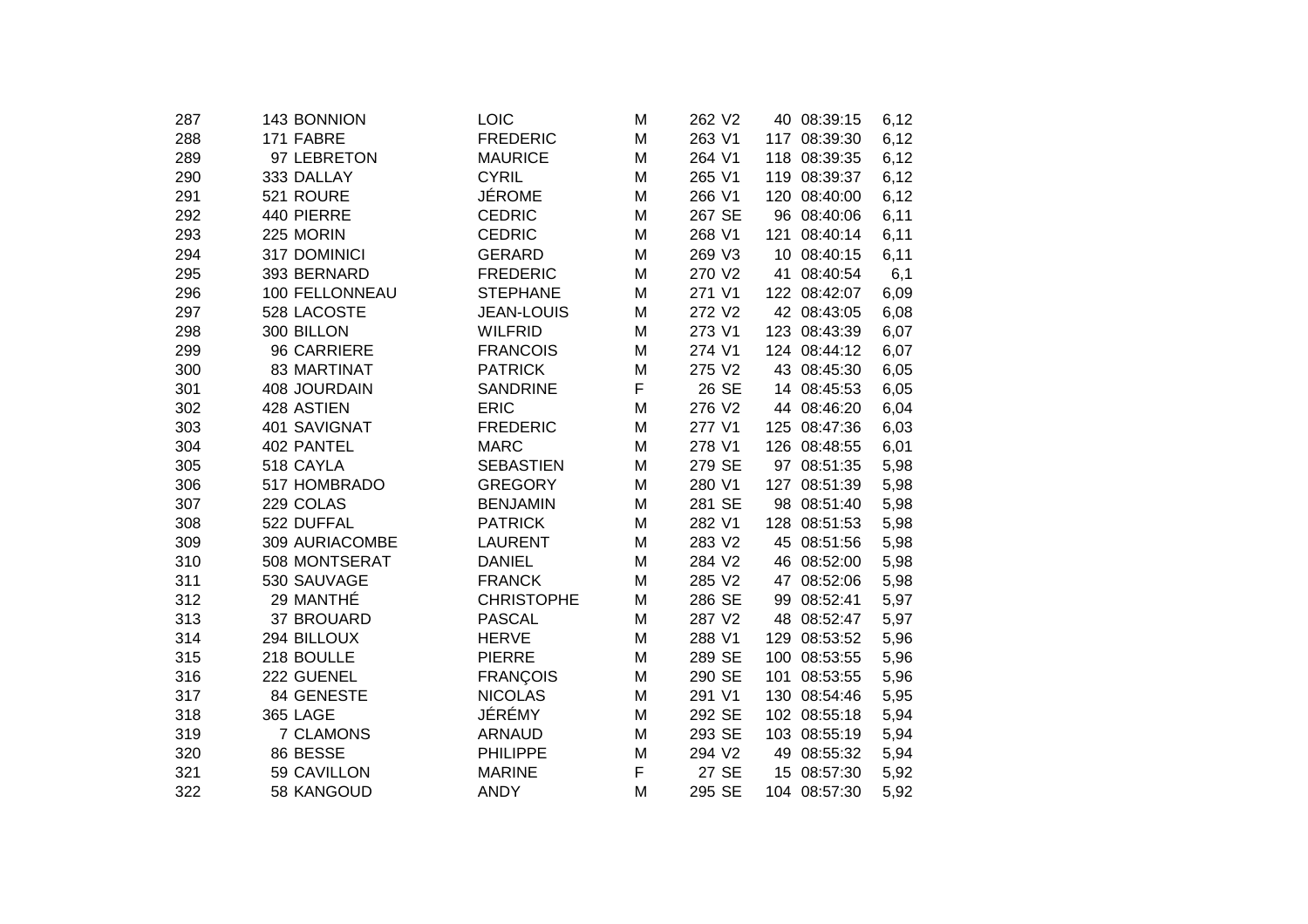| | | | | | | | | | |
|---|---|---|---|---|---|---|---|---|---|
| 287 | 143 | BONNION | LOIC | M | 262 | V2 | 40 | 08:39:15 | 6,12 |
| 288 | 171 | FABRE | FREDERIC | M | 263 | V1 | 117 | 08:39:30 | 6,12 |
| 289 | 97 | LEBRETON | MAURICE | M | 264 | V1 | 118 | 08:39:35 | 6,12 |
| 290 | 333 | DALLAY | CYRIL | M | 265 | V1 | 119 | 08:39:37 | 6,12 |
| 291 | 521 | ROURE | JÉROME | M | 266 | V1 | 120 | 08:40:00 | 6,12 |
| 292 | 440 | PIERRE | CEDRIC | M | 267 | SE | 96 | 08:40:06 | 6,11 |
| 293 | 225 | MORIN | CEDRIC | M | 268 | V1 | 121 | 08:40:14 | 6,11 |
| 294 | 317 | DOMINICI | GERARD | M | 269 | V3 | 10 | 08:40:15 | 6,11 |
| 295 | 393 | BERNARD | FREDERIC | M | 270 | V2 | 41 | 08:40:54 | 6,1 |
| 296 | 100 | FELLONNEAU | STEPHANE | M | 271 | V1 | 122 | 08:42:07 | 6,09 |
| 297 | 528 | LACOSTE | JEAN-LOUIS | M | 272 | V2 | 42 | 08:43:05 | 6,08 |
| 298 | 300 | BILLON | WILFRID | M | 273 | V1 | 123 | 08:43:39 | 6,07 |
| 299 | 96 | CARRIERE | FRANCOIS | M | 274 | V1 | 124 | 08:44:12 | 6,07 |
| 300 | 83 | MARTINAT | PATRICK | M | 275 | V2 | 43 | 08:45:30 | 6,05 |
| 301 | 408 | JOURDAIN | SANDRINE | F | 26 | SE | 14 | 08:45:53 | 6,05 |
| 302 | 428 | ASTIEN | ERIC | M | 276 | V2 | 44 | 08:46:20 | 6,04 |
| 303 | 401 | SAVIGNAT | FREDERIC | M | 277 | V1 | 125 | 08:47:36 | 6,03 |
| 304 | 402 | PANTEL | MARC | M | 278 | V1 | 126 | 08:48:55 | 6,01 |
| 305 | 518 | CAYLA | SEBASTIEN | M | 279 | SE | 97 | 08:51:35 | 5,98 |
| 306 | 517 | HOMBRADO | GREGORY | M | 280 | V1 | 127 | 08:51:39 | 5,98 |
| 307 | 229 | COLAS | BENJAMIN | M | 281 | SE | 98 | 08:51:40 | 5,98 |
| 308 | 522 | DUFFAL | PATRICK | M | 282 | V1 | 128 | 08:51:53 | 5,98 |
| 309 | 309 | AURIACOMBE | LAURENT | M | 283 | V2 | 45 | 08:51:56 | 5,98 |
| 310 | 508 | MONTSERAT | DANIEL | M | 284 | V2 | 46 | 08:52:00 | 5,98 |
| 311 | 530 | SAUVAGE | FRANCK | M | 285 | V2 | 47 | 08:52:06 | 5,98 |
| 312 | 29 | MANTHÉ | CHRISTOPHE | M | 286 | SE | 99 | 08:52:41 | 5,97 |
| 313 | 37 | BROUARD | PASCAL | M | 287 | V2 | 48 | 08:52:47 | 5,97 |
| 314 | 294 | BILLOUX | HERVE | M | 288 | V1 | 129 | 08:53:52 | 5,96 |
| 315 | 218 | BOULLE | PIERRE | M | 289 | SE | 100 | 08:53:55 | 5,96 |
| 316 | 222 | GUENEL | FRANÇOIS | M | 290 | SE | 101 | 08:53:55 | 5,96 |
| 317 | 84 | GENESTE | NICOLAS | M | 291 | V1 | 130 | 08:54:46 | 5,95 |
| 318 | 365 | LAGE | JÉRÉMY | M | 292 | SE | 102 | 08:55:18 | 5,94 |
| 319 | 7 | CLAMONS | ARNAUD | M | 293 | SE | 103 | 08:55:19 | 5,94 |
| 320 | 86 | BESSE | PHILIPPE | M | 294 | V2 | 49 | 08:55:32 | 5,94 |
| 321 | 59 | CAVILLON | MARINE | F | 27 | SE | 15 | 08:57:30 | 5,92 |
| 322 | 58 | KANGOUD | ANDY | M | 295 | SE | 104 | 08:57:30 | 5,92 |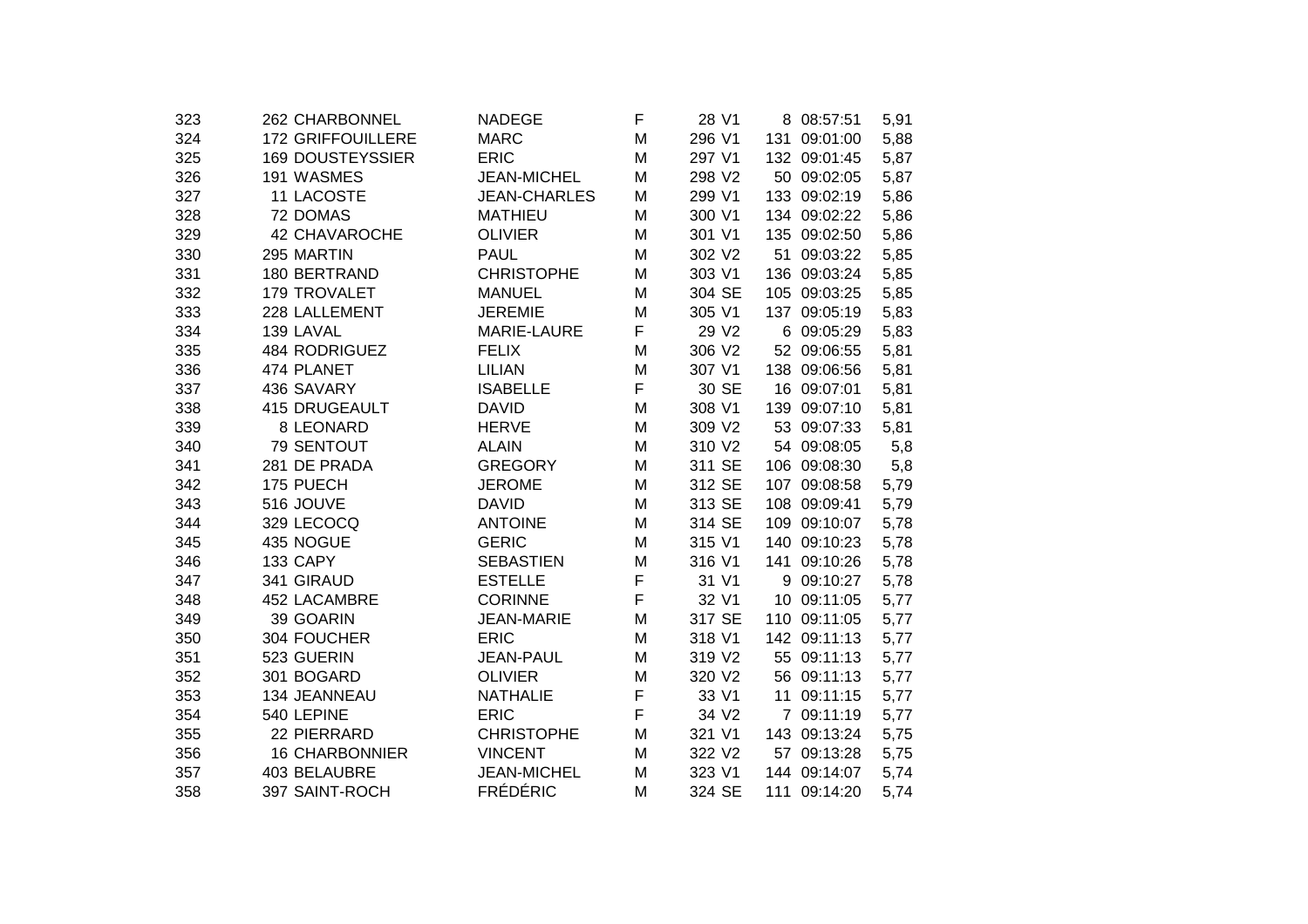| | | | | | | | | | |
|---|---|---|---|---|---|---|---|---|---|
| 323 | 262 | CHARBONNEL | NADEGE | F | 28 | V1 | 8 | 08:57:51 | 5,91 |
| 324 | 172 | GRIFFOUILLERE | MARC | M | 296 | V1 | 131 | 09:01:00 | 5,88 |
| 325 | 169 | DOUSTEYSSIER | ERIC | M | 297 | V1 | 132 | 09:01:45 | 5,87 |
| 326 | 191 | WASMES | JEAN-MICHEL | M | 298 | V2 | 50 | 09:02:05 | 5,87 |
| 327 | 11 | LACOSTE | JEAN-CHARLES | M | 299 | V1 | 133 | 09:02:19 | 5,86 |
| 328 | 72 | DOMAS | MATHIEU | M | 300 | V1 | 134 | 09:02:22 | 5,86 |
| 329 | 42 | CHAVAROCHE | OLIVIER | M | 301 | V1 | 135 | 09:02:50 | 5,86 |
| 330 | 295 | MARTIN | PAUL | M | 302 | V2 | 51 | 09:03:22 | 5,85 |
| 331 | 180 | BERTRAND | CHRISTOPHE | M | 303 | V1 | 136 | 09:03:24 | 5,85 |
| 332 | 179 | TROVALET | MANUEL | M | 304 | SE | 105 | 09:03:25 | 5,85 |
| 333 | 228 | LALLEMENT | JEREMIE | M | 305 | V1 | 137 | 09:05:19 | 5,83 |
| 334 | 139 | LAVAL | MARIE-LAURE | F | 29 | V2 | 6 | 09:05:29 | 5,83 |
| 335 | 484 | RODRIGUEZ | FELIX | M | 306 | V2 | 52 | 09:06:55 | 5,81 |
| 336 | 474 | PLANET | LILIAN | M | 307 | V1 | 138 | 09:06:56 | 5,81 |
| 337 | 436 | SAVARY | ISABELLE | F | 30 | SE | 16 | 09:07:01 | 5,81 |
| 338 | 415 | DRUGEAULT | DAVID | M | 308 | V1 | 139 | 09:07:10 | 5,81 |
| 339 | 8 | LEONARD | HERVE | M | 309 | V2 | 53 | 09:07:33 | 5,81 |
| 340 | 79 | SENTOUT | ALAIN | M | 310 | V2 | 54 | 09:08:05 | 5,8 |
| 341 | 281 | DE PRADA | GREGORY | M | 311 | SE | 106 | 09:08:30 | 5,8 |
| 342 | 175 | PUECH | JEROME | M | 312 | SE | 107 | 09:08:58 | 5,79 |
| 343 | 516 | JOUVE | DAVID | M | 313 | SE | 108 | 09:09:41 | 5,79 |
| 344 | 329 | LECOCQ | ANTOINE | M | 314 | SE | 109 | 09:10:07 | 5,78 |
| 345 | 435 | NOGUE | GERIC | M | 315 | V1 | 140 | 09:10:23 | 5,78 |
| 346 | 133 | CAPY | SEBASTIEN | M | 316 | V1 | 141 | 09:10:26 | 5,78 |
| 347 | 341 | GIRAUD | ESTELLE | F | 31 | V1 | 9 | 09:10:27 | 5,78 |
| 348 | 452 | LACAMBRE | CORINNE | F | 32 | V1 | 10 | 09:11:05 | 5,77 |
| 349 | 39 | GOARIN | JEAN-MARIE | M | 317 | SE | 110 | 09:11:05 | 5,77 |
| 350 | 304 | FOUCHER | ERIC | M | 318 | V1 | 142 | 09:11:13 | 5,77 |
| 351 | 523 | GUERIN | JEAN-PAUL | M | 319 | V2 | 55 | 09:11:13 | 5,77 |
| 352 | 301 | BOGARD | OLIVIER | M | 320 | V2 | 56 | 09:11:13 | 5,77 |
| 353 | 134 | JEANNEAU | NATHALIE | F | 33 | V1 | 11 | 09:11:15 | 5,77 |
| 354 | 540 | LEPINE | ERIC | F | 34 | V2 | 7 | 09:11:19 | 5,77 |
| 355 | 22 | PIERRARD | CHRISTOPHE | M | 321 | V1 | 143 | 09:13:24 | 5,75 |
| 356 | 16 | CHARBONNIER | VINCENT | M | 322 | V2 | 57 | 09:13:28 | 5,75 |
| 357 | 403 | BELAUBRE | JEAN-MICHEL | M | 323 | V1 | 144 | 09:14:07 | 5,74 |
| 358 | 397 | SAINT-ROCH | FRÉDÉRIC | M | 324 | SE | 111 | 09:14:20 | 5,74 |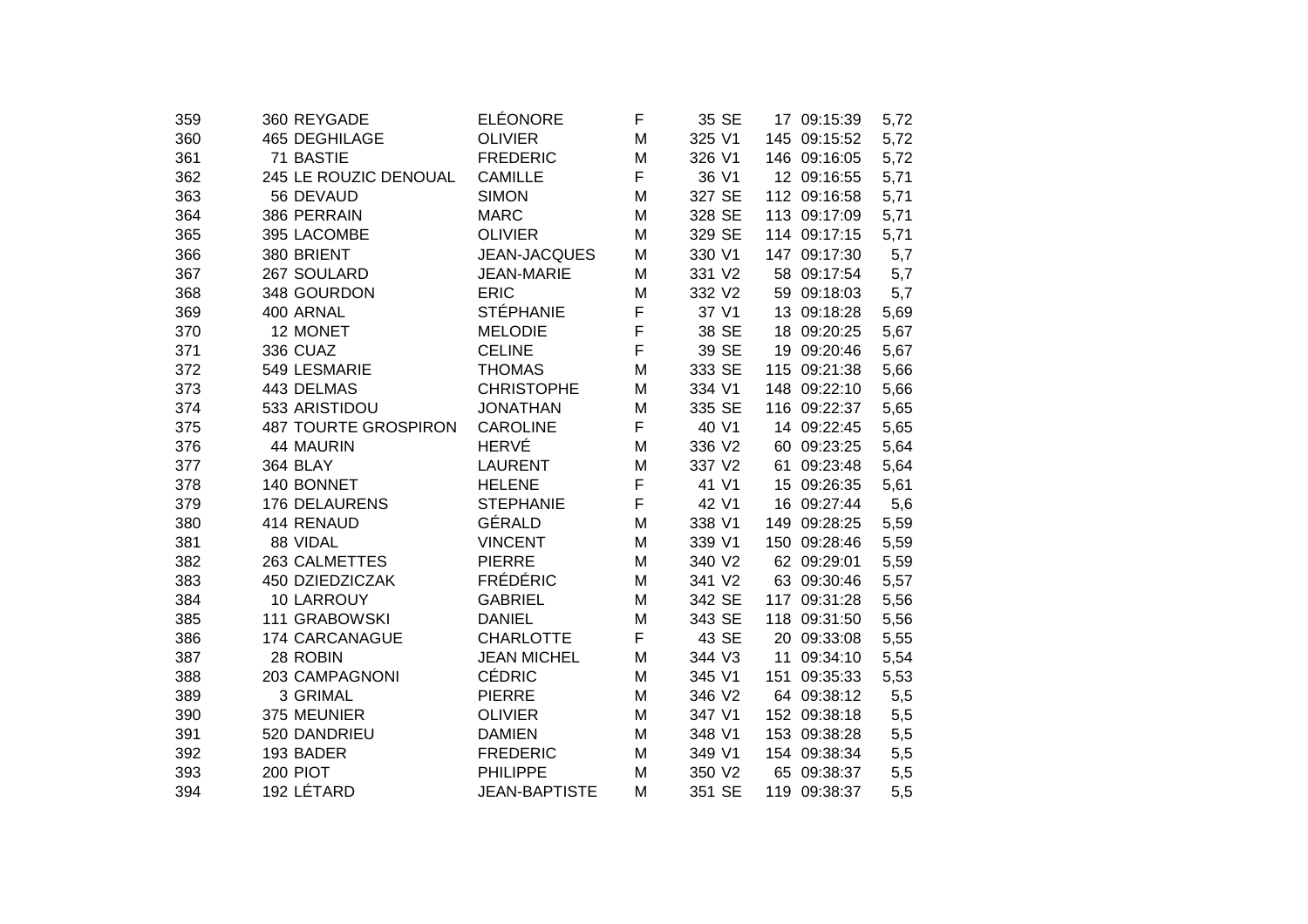| | | | | | | | | |
|---|---|---|---|---|---|---|---|---|
| 359 | 360 REYGADE | ELÉONORE | F | 35 SE | | 17 | 09:15:39 | 5,72 |
| 360 | 465 DEGHILAGE | OLIVIER | M | 325 V1 | | 145 | 09:15:52 | 5,72 |
| 361 | 71 BASTIE | FREDERIC | M | 326 V1 | | 146 | 09:16:05 | 5,72 |
| 362 | 245 LE ROUZIC DENOUAL | CAMILLE | F | 36 V1 | | 12 | 09:16:55 | 5,71 |
| 363 | 56 DEVAUD | SIMON | M | 327 SE | | 112 | 09:16:58 | 5,71 |
| 364 | 386 PERRAIN | MARC | M | 328 SE | | 113 | 09:17:09 | 5,71 |
| 365 | 395 LACOMBE | OLIVIER | M | 329 SE | | 114 | 09:17:15 | 5,71 |
| 366 | 380 BRIENT | JEAN-JACQUES | M | 330 V1 | | 147 | 09:17:30 | 5,7 |
| 367 | 267 SOULARD | JEAN-MARIE | M | 331 V2 | | 58 | 09:17:54 | 5,7 |
| 368 | 348 GOURDON | ERIC | M | 332 V2 | | 59 | 09:18:03 | 5,7 |
| 369 | 400 ARNAL | STÉPHANIE | F | 37 V1 | | 13 | 09:18:28 | 5,69 |
| 370 | 12 MONET | MELODIE | F | 38 SE | | 18 | 09:20:25 | 5,67 |
| 371 | 336 CUAZ | CELINE | F | 39 SE | | 19 | 09:20:46 | 5,67 |
| 372 | 549 LESMARIE | THOMAS | M | 333 SE | | 115 | 09:21:38 | 5,66 |
| 373 | 443 DELMAS | CHRISTOPHE | M | 334 V1 | | 148 | 09:22:10 | 5,66 |
| 374 | 533 ARISTIDOU | JONATHAN | M | 335 SE | | 116 | 09:22:37 | 5,65 |
| 375 | 487 TOURTE GROSPIRON | CAROLINE | F | 40 V1 | | 14 | 09:22:45 | 5,65 |
| 376 | 44 MAURIN | HERVÉ | M | 336 V2 | | 60 | 09:23:25 | 5,64 |
| 377 | 364 BLAY | LAURENT | M | 337 V2 | | 61 | 09:23:48 | 5,64 |
| 378 | 140 BONNET | HELENE | F | 41 V1 | | 15 | 09:26:35 | 5,61 |
| 379 | 176 DELAURENS | STEPHANIE | F | 42 V1 | | 16 | 09:27:44 | 5,6 |
| 380 | 414 RENAUD | GÉRALD | M | 338 V1 | | 149 | 09:28:25 | 5,59 |
| 381 | 88 VIDAL | VINCENT | M | 339 V1 | | 150 | 09:28:46 | 5,59 |
| 382 | 263 CALMETTES | PIERRE | M | 340 V2 | | 62 | 09:29:01 | 5,59 |
| 383 | 450 DZIEDZICZAK | FRÉDÉRIC | M | 341 V2 | | 63 | 09:30:46 | 5,57 |
| 384 | 10 LARROUY | GABRIEL | M | 342 SE | | 117 | 09:31:28 | 5,56 |
| 385 | 111 GRABOWSKI | DANIEL | M | 343 SE | | 118 | 09:31:50 | 5,56 |
| 386 | 174 CARCANAGUE | CHARLOTTE | F | 43 SE | | 20 | 09:33:08 | 5,55 |
| 387 | 28 ROBIN | JEAN MICHEL | M | 344 V3 | | 11 | 09:34:10 | 5,54 |
| 388 | 203 CAMPAGNONI | CÉDRIC | M | 345 V1 | | 151 | 09:35:33 | 5,53 |
| 389 | 3 GRIMAL | PIERRE | M | 346 V2 | | 64 | 09:38:12 | 5,5 |
| 390 | 375 MEUNIER | OLIVIER | M | 347 V1 | | 152 | 09:38:18 | 5,5 |
| 391 | 520 DANDRIEU | DAMIEN | M | 348 V1 | | 153 | 09:38:28 | 5,5 |
| 392 | 193 BADER | FREDERIC | M | 349 V1 | | 154 | 09:38:34 | 5,5 |
| 393 | 200 PIOT | PHILIPPE | M | 350 V2 | | 65 | 09:38:37 | 5,5 |
| 394 | 192 LÉTARD | JEAN-BAPTISTE | M | 351 SE | | 119 | 09:38:37 | 5,5 |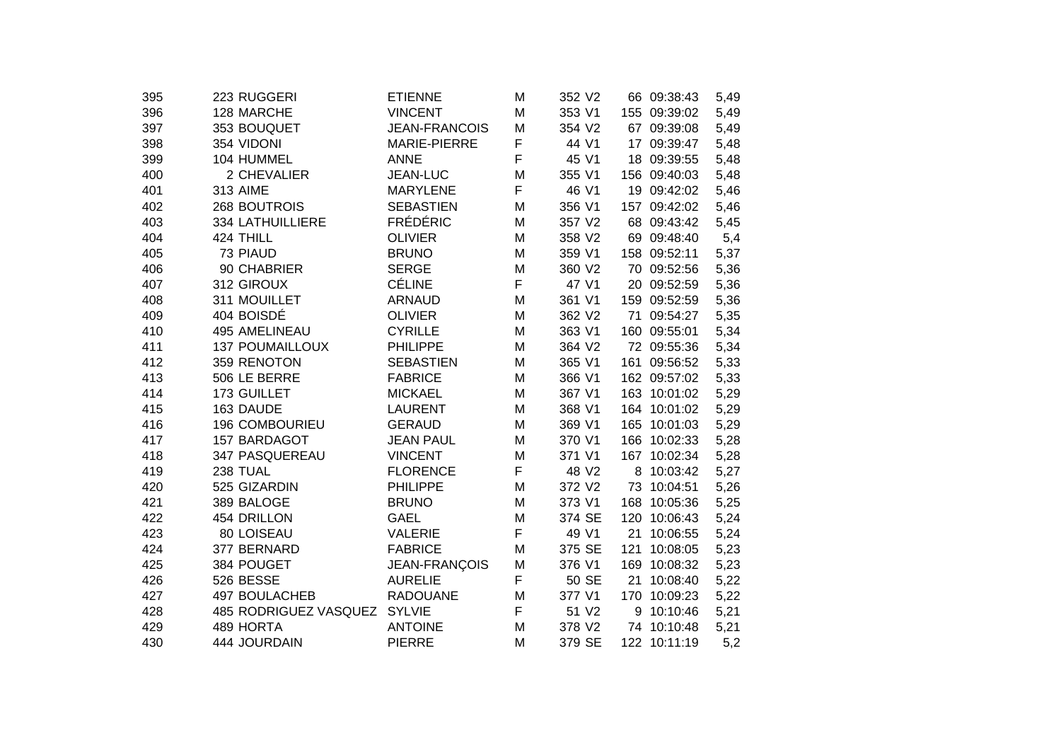| | | | | | | | | | |
|---|---|---|---|---|---|---|---|---|---|
| 395 | 223 | RUGGERI | ETIENNE | M | 352 | V2 | 66 | 09:38:43 | 5,49 |
| 396 | 128 | MARCHE | VINCENT | M | 353 | V1 | 155 | 09:39:02 | 5,49 |
| 397 | 353 | BOUQUET | JEAN-FRANCOIS | M | 354 | V2 | 67 | 09:39:08 | 5,49 |
| 398 | 354 | VIDONI | MARIE-PIERRE | F | 44 | V1 | 17 | 09:39:47 | 5,48 |
| 399 | 104 | HUMMEL | ANNE | F | 45 | V1 | 18 | 09:39:55 | 5,48 |
| 400 | 2 | CHEVALIER | JEAN-LUC | M | 355 | V1 | 156 | 09:40:03 | 5,48 |
| 401 | 313 | AIME | MARYLENE | F | 46 | V1 | 19 | 09:42:02 | 5,46 |
| 402 | 268 | BOUTROIS | SEBASTIEN | M | 356 | V1 | 157 | 09:42:02 | 5,46 |
| 403 | 334 | LATHUILLIERE | FRÉDÉRIC | M | 357 | V2 | 68 | 09:43:42 | 5,45 |
| 404 | 424 | THILL | OLIVIER | M | 358 | V2 | 69 | 09:48:40 | 5,4 |
| 405 | 73 | PIAUD | BRUNO | M | 359 | V1 | 158 | 09:52:11 | 5,37 |
| 406 | 90 | CHABRIER | SERGE | M | 360 | V2 | 70 | 09:52:56 | 5,36 |
| 407 | 312 | GIROUX | CÉLINE | F | 47 | V1 | 20 | 09:52:59 | 5,36 |
| 408 | 311 | MOUILLET | ARNAUD | M | 361 | V1 | 159 | 09:52:59 | 5,36 |
| 409 | 404 | BOISDÉ | OLIVIER | M | 362 | V2 | 71 | 09:54:27 | 5,35 |
| 410 | 495 | AMELINEAU | CYRILLE | M | 363 | V1 | 160 | 09:55:01 | 5,34 |
| 411 | 137 | POUMAILLOUX | PHILIPPE | M | 364 | V2 | 72 | 09:55:36 | 5,34 |
| 412 | 359 | RENOTON | SEBASTIEN | M | 365 | V1 | 161 | 09:56:52 | 5,33 |
| 413 | 506 | LE BERRE | FABRICE | M | 366 | V1 | 162 | 09:57:02 | 5,33 |
| 414 | 173 | GUILLET | MICKAEL | M | 367 | V1 | 163 | 10:01:02 | 5,29 |
| 415 | 163 | DAUDE | LAURENT | M | 368 | V1 | 164 | 10:01:02 | 5,29 |
| 416 | 196 | COMBOURIEU | GERAUD | M | 369 | V1 | 165 | 10:01:03 | 5,29 |
| 417 | 157 | BARDAGOT | JEAN PAUL | M | 370 | V1 | 166 | 10:02:33 | 5,28 |
| 418 | 347 | PASQUEREAU | VINCENT | M | 371 | V1 | 167 | 10:02:34 | 5,28 |
| 419 | 238 | TUAL | FLORENCE | F | 48 | V2 | 8 | 10:03:42 | 5,27 |
| 420 | 525 | GIZARDIN | PHILIPPE | M | 372 | V2 | 73 | 10:04:51 | 5,26 |
| 421 | 389 | BALOGE | BRUNO | M | 373 | V1 | 168 | 10:05:36 | 5,25 |
| 422 | 454 | DRILLON | GAEL | M | 374 | SE | 120 | 10:06:43 | 5,24 |
| 423 | 80 | LOISEAU | VALERIE | F | 49 | V1 | 21 | 10:06:55 | 5,24 |
| 424 | 377 | BERNARD | FABRICE | M | 375 | SE | 121 | 10:08:05 | 5,23 |
| 425 | 384 | POUGET | JEAN-FRANÇOIS | M | 376 | V1 | 169 | 10:08:32 | 5,23 |
| 426 | 526 | BESSE | AURELIE | F | 50 | SE | 21 | 10:08:40 | 5,22 |
| 427 | 497 | BOULACHEB | RADOUANE | M | 377 | V1 | 170 | 10:09:23 | 5,22 |
| 428 | 485 | RODRIGUEZ VASQUEZ | SYLVIE | F | 51 | V2 | 9 | 10:10:46 | 5,21 |
| 429 | 489 | HORTA | ANTOINE | M | 378 | V2 | 74 | 10:10:48 | 5,21 |
| 430 | 444 | JOURDAIN | PIERRE | M | 379 | SE | 122 | 10:11:19 | 5,2 |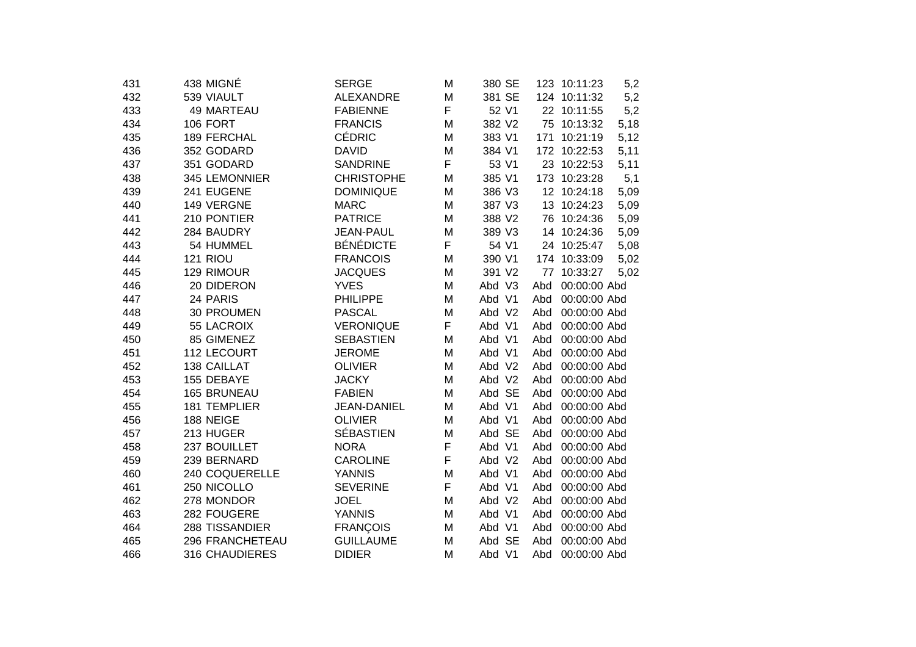| | | | | | | | | | |
|---|---|---|---|---|---|---|---|---|---|
| 431 | 438 | MIGNÉ | SERGE | M | 380 | SE | 123 | 10:11:23 | 5,2 |
| 432 | 539 | VIAULT | ALEXANDRE | M | 381 | SE | 124 | 10:11:32 | 5,2 |
| 433 | 49 | MARTEAU | FABIENNE | F | 52 | V1 | 22 | 10:11:55 | 5,2 |
| 434 | 106 | FORT | FRANCIS | M | 382 | V2 | 75 | 10:13:32 | 5,18 |
| 435 | 189 | FERCHAL | CÉDRIC | M | 383 | V1 | 171 | 10:21:19 | 5,12 |
| 436 | 352 | GODARD | DAVID | M | 384 | V1 | 172 | 10:22:53 | 5,11 |
| 437 | 351 | GODARD | SANDRINE | F | 53 | V1 | 23 | 10:22:53 | 5,11 |
| 438 | 345 | LEMONNIER | CHRISTOPHE | M | 385 | V1 | 173 | 10:23:28 | 5,1 |
| 439 | 241 | EUGENE | DOMINIQUE | M | 386 | V3 | 12 | 10:24:18 | 5,09 |
| 440 | 149 | VERGNE | MARC | M | 387 | V3 | 13 | 10:24:23 | 5,09 |
| 441 | 210 | PONTIER | PATRICE | M | 388 | V2 | 76 | 10:24:36 | 5,09 |
| 442 | 284 | BAUDRY | JEAN-PAUL | M | 389 | V3 | 14 | 10:24:36 | 5,09 |
| 443 | 54 | HUMMEL | BÉNÉDICTE | F | 54 | V1 | 24 | 10:25:47 | 5,08 |
| 444 | 121 | RIOU | FRANCOIS | M | 390 | V1 | 174 | 10:33:09 | 5,02 |
| 445 | 129 | RIMOUR | JACQUES | M | 391 | V2 | 77 | 10:33:27 | 5,02 |
| 446 | 20 | DIDERON | YVES | M | Abd | V3 | Abd | 00:00:00 | Abd |
| 447 | 24 | PARIS | PHILIPPE | M | Abd | V1 | Abd | 00:00:00 | Abd |
| 448 | 30 | PROUMEN | PASCAL | M | Abd | V2 | Abd | 00:00:00 | Abd |
| 449 | 55 | LACROIX | VERONIQUE | F | Abd | V1 | Abd | 00:00:00 | Abd |
| 450 | 85 | GIMENEZ | SEBASTIEN | M | Abd | V1 | Abd | 00:00:00 | Abd |
| 451 | 112 | LECOURT | JEROME | M | Abd | V1 | Abd | 00:00:00 | Abd |
| 452 | 138 | CAILLAT | OLIVIER | M | Abd | V2 | Abd | 00:00:00 | Abd |
| 453 | 155 | DEBAYE | JACKY | M | Abd | V2 | Abd | 00:00:00 | Abd |
| 454 | 165 | BRUNEAU | FABIEN | M | Abd | SE | Abd | 00:00:00 | Abd |
| 455 | 181 | TEMPLIER | JEAN-DANIEL | M | Abd | V1 | Abd | 00:00:00 | Abd |
| 456 | 188 | NEIGE | OLIVIER | M | Abd | V1 | Abd | 00:00:00 | Abd |
| 457 | 213 | HUGER | SÉBASTIEN | M | Abd | SE | Abd | 00:00:00 | Abd |
| 458 | 237 | BOUILLET | NORA | F | Abd | V1 | Abd | 00:00:00 | Abd |
| 459 | 239 | BERNARD | CAROLINE | F | Abd | V2 | Abd | 00:00:00 | Abd |
| 460 | 240 | COQUERELLE | YANNIS | M | Abd | V1 | Abd | 00:00:00 | Abd |
| 461 | 250 | NICOLLO | SEVERINE | F | Abd | V1 | Abd | 00:00:00 | Abd |
| 462 | 278 | MONDOR | JOEL | M | Abd | V2 | Abd | 00:00:00 | Abd |
| 463 | 282 | FOUGERE | YANNIS | M | Abd | V1 | Abd | 00:00:00 | Abd |
| 464 | 288 | TISSANDIER | FRANÇOIS | M | Abd | V1 | Abd | 00:00:00 | Abd |
| 465 | 296 | FRANCHETEAU | GUILLAUME | M | Abd | SE | Abd | 00:00:00 | Abd |
| 466 | 316 | CHAUDIERES | DIDIER | M | Abd | V1 | Abd | 00:00:00 | Abd |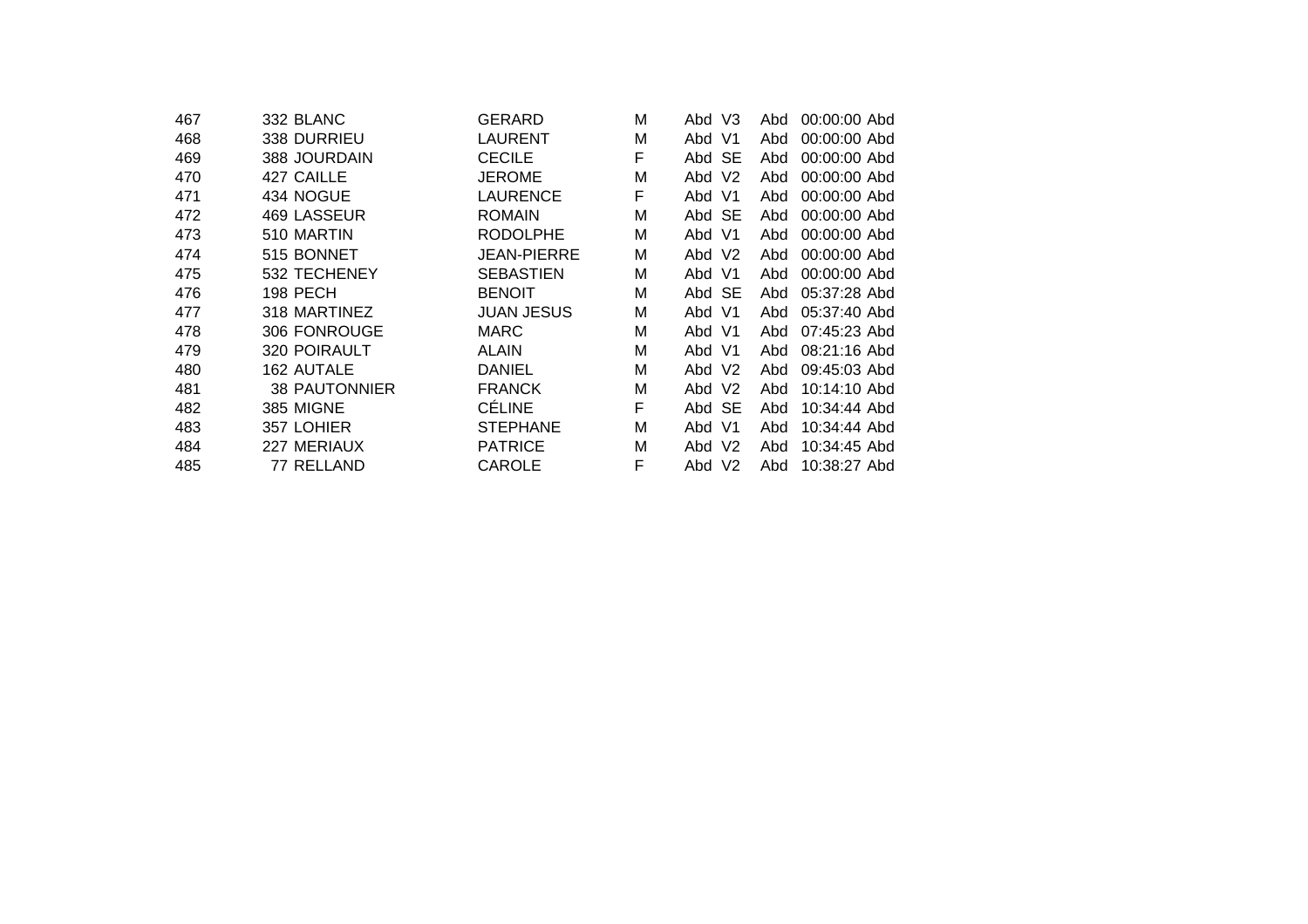| | | | | | | | | | | |
|---|---|---|---|---|---|---|---|---|---|---|
| 467 | 332 | BLANC | GERARD | M | Abd | V3 | Abd | 00:00:00 | Abd |
| 468 | 338 | DURRIEU | LAURENT | M | Abd | V1 | Abd | 00:00:00 | Abd |
| 469 | 388 | JOURDAIN | CECILE | F | Abd | SE | Abd | 00:00:00 | Abd |
| 470 | 427 | CAILLE | JEROME | M | Abd | V2 | Abd | 00:00:00 | Abd |
| 471 | 434 | NOGUE | LAURENCE | F | Abd | V1 | Abd | 00:00:00 | Abd |
| 472 | 469 | LASSEUR | ROMAIN | M | Abd | SE | Abd | 00:00:00 | Abd |
| 473 | 510 | MARTIN | RODOLPHE | M | Abd | V1 | Abd | 00:00:00 | Abd |
| 474 | 515 | BONNET | JEAN-PIERRE | M | Abd | V2 | Abd | 00:00:00 | Abd |
| 475 | 532 | TECHENEY | SEBASTIEN | M | Abd | V1 | Abd | 00:00:00 | Abd |
| 476 | 198 | PECH | BENOIT | M | Abd | SE | Abd | 05:37:28 | Abd |
| 477 | 318 | MARTINEZ | JUAN JESUS | M | Abd | V1 | Abd | 05:37:40 | Abd |
| 478 | 306 | FONROUGE | MARC | M | Abd | V1 | Abd | 07:45:23 | Abd |
| 479 | 320 | POIRAULT | ALAIN | M | Abd | V1 | Abd | 08:21:16 | Abd |
| 480 | 162 | AUTALE | DANIEL | M | Abd | V2 | Abd | 09:45:03 | Abd |
| 481 | 38 | PAUTONNIER | FRANCK | M | Abd | V2 | Abd | 10:14:10 | Abd |
| 482 | 385 | MIGNE | CÉLINE | F | Abd | SE | Abd | 10:34:44 | Abd |
| 483 | 357 | LOHIER | STEPHANE | M | Abd | V1 | Abd | 10:34:44 | Abd |
| 484 | 227 | MERIAUX | PATRICE | M | Abd | V2 | Abd | 10:34:45 | Abd |
| 485 | 77 | RELLAND | CAROLE | F | Abd | V2 | Abd | 10:38:27 | Abd |